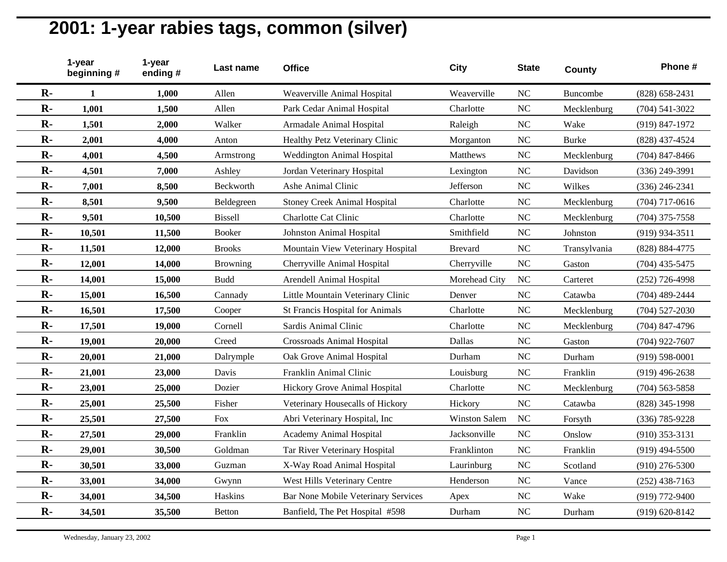# 2001: 1-year rabies tags, common (silver)

| | 1-year beginning # | 1-year ending # | Last name | Office | City | State | County | Phone # |
|---|---|---|---|---|---|---|---|---|
| R- | 1 | 1,000 | Allen | Weaverville Animal Hospital | Weaverville | NC | Buncombe | (828) 658-2431 |
| R- | 1,001 | 1,500 | Allen | Park Cedar Animal Hospital | Charlotte | NC | Mecklenburg | (704) 541-3022 |
| R- | 1,501 | 2,000 | Walker | Armadale Animal Hospital | Raleigh | NC | Wake | (919) 847-1972 |
| R- | 2,001 | 4,000 | Anton | Healthy Petz Veterinary Clinic | Morganton | NC | Burke | (828) 437-4524 |
| R- | 4,001 | 4,500 | Armstrong | Weddington Animal Hospital | Matthews | NC | Mecklenburg | (704) 847-8466 |
| R- | 4,501 | 7,000 | Ashley | Jordan Veterinary Hospital | Lexington | NC | Davidson | (336) 249-3991 |
| R- | 7,001 | 8,500 | Beckworth | Ashe Animal Clinic | Jefferson | NC | Wilkes | (336) 246-2341 |
| R- | 8,501 | 9,500 | Beldegreen | Stoney Creek Animal Hospital | Charlotte | NC | Mecklenburg | (704) 717-0616 |
| R- | 9,501 | 10,500 | Bissell | Charlotte Cat Clinic | Charlotte | NC | Mecklenburg | (704) 375-7558 |
| R- | 10,501 | 11,500 | Booker | Johnston Animal Hospital | Smithfield | NC | Johnston | (919) 934-3511 |
| R- | 11,501 | 12,000 | Brooks | Mountain View Veterinary Hospital | Brevard | NC | Transylvania | (828) 884-4775 |
| R- | 12,001 | 14,000 | Browning | Cherryville Animal Hospital | Cherryville | NC | Gaston | (704) 435-5475 |
| R- | 14,001 | 15,000 | Budd | Arendell Animal Hospital | Morehead City | NC | Carteret | (252) 726-4998 |
| R- | 15,001 | 16,500 | Cannady | Little Mountain Veterinary Clinic | Denver | NC | Catawba | (704) 489-2444 |
| R- | 16,501 | 17,500 | Cooper | St Francis Hospital for Animals | Charlotte | NC | Mecklenburg | (704) 527-2030 |
| R- | 17,501 | 19,000 | Cornell | Sardis Animal Clinic | Charlotte | NC | Mecklenburg | (704) 847-4796 |
| R- | 19,001 | 20,000 | Creed | Crossroads Animal Hospital | Dallas | NC | Gaston | (704) 922-7607 |
| R- | 20,001 | 21,000 | Dalrymple | Oak Grove Animal Hospital | Durham | NC | Durham | (919) 598-0001 |
| R- | 21,001 | 23,000 | Davis | Franklin Animal Clinic | Louisburg | NC | Franklin | (919) 496-2638 |
| R- | 23,001 | 25,000 | Dozier | Hickory Grove Animal Hospital | Charlotte | NC | Mecklenburg | (704) 563-5858 |
| R- | 25,001 | 25,500 | Fisher | Veterinary Housecalls of Hickory | Hickory | NC | Catawba | (828) 345-1998 |
| R- | 25,501 | 27,500 | Fox | Abri Veterinary Hospital, Inc | Winston Salem | NC | Forsyth | (336) 785-9228 |
| R- | 27,501 | 29,000 | Franklin | Academy Animal Hospital | Jacksonville | NC | Onslow | (910) 353-3131 |
| R- | 29,001 | 30,500 | Goldman | Tar River Veterinary Hospital | Franklinton | NC | Franklin | (919) 494-5500 |
| R- | 30,501 | 33,000 | Guzman | X-Way Road Animal Hospital | Laurinburg | NC | Scotland | (910) 276-5300 |
| R- | 33,001 | 34,000 | Gwynn | West Hills Veterinary Centre | Henderson | NC | Vance | (252) 438-7163 |
| R- | 34,001 | 34,500 | Haskins | Bar None Mobile Veterinary Services | Apex | NC | Wake | (919) 772-9400 |
| R- | 34,501 | 35,500 | Betton | Banfield, The Pet Hospital #598 | Durham | NC | Durham | (919) 620-8142 |

Wednesday, January 23, 2002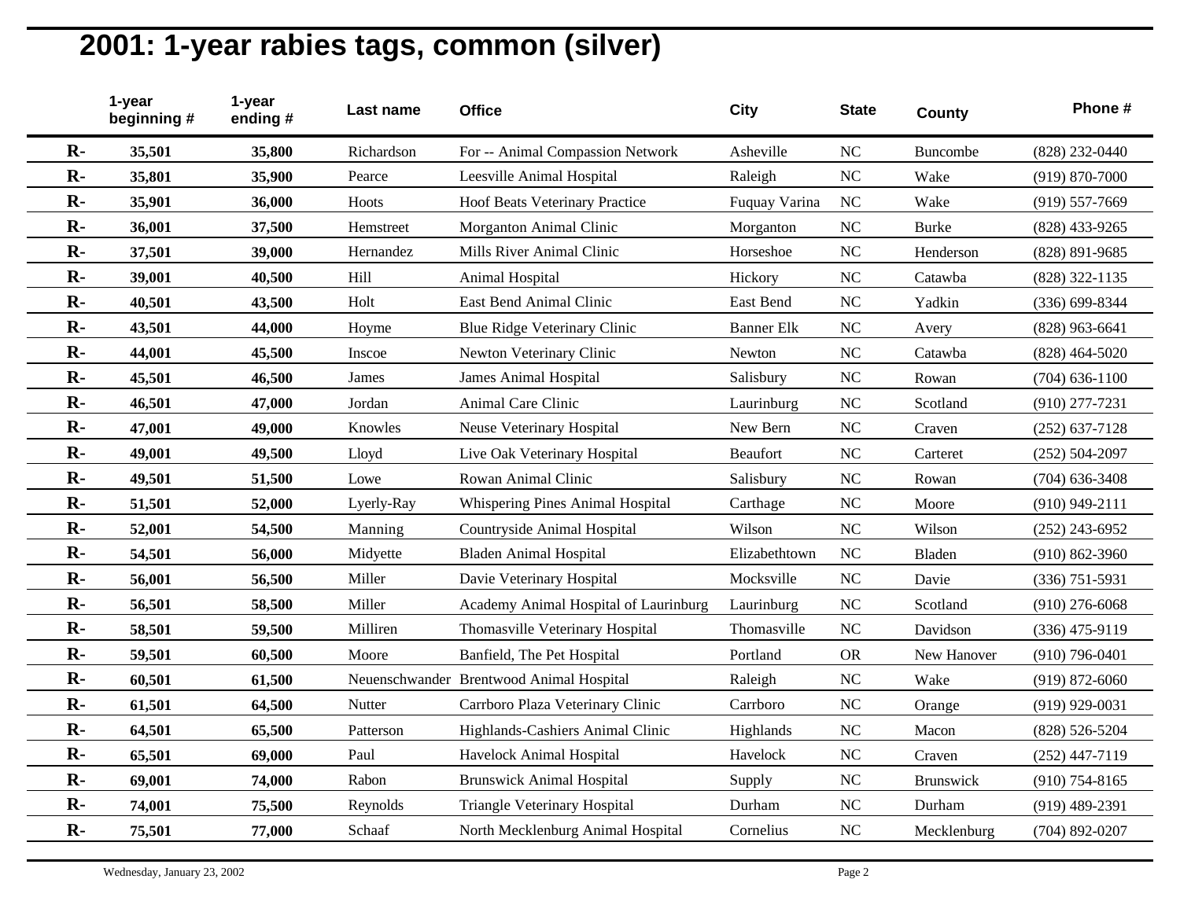# 2001: 1-year rabies tags, common (silver)

| | 1-year beginning # | 1-year ending # | Last name | Office | City | State | County | Phone # |
|---|---|---|---|---|---|---|---|---|
| **R-** | **35,501** | **35,800** | Richardson | For -- Animal Compassion Network | Asheville | NC | Buncombe | (828) 232-0440 |
| **R-** | **35,801** | **35,900** | Pearce | Leesville Animal Hospital | Raleigh | NC | Wake | (919) 870-7000 |
| **R-** | **35,901** | **36,000** | Hoots | Hoof Beats Veterinary Practice | Fuquay Varina | NC | Wake | (919) 557-7669 |
| **R-** | **36,001** | **37,500** | Hemstreet | Morganton Animal Clinic | Morganton | NC | Burke | (828) 433-9265 |
| **R-** | **37,501** | **39,000** | Hernandez | Mills River Animal Clinic | Horseshoe | NC | Henderson | (828) 891-9685 |
| **R-** | **39,001** | **40,500** | Hill | Animal Hospital | Hickory | NC | Catawba | (828) 322-1135 |
| **R-** | **40,501** | **43,500** | Holt | East Bend Animal Clinic | East Bend | NC | Yadkin | (336) 699-8344 |
| **R-** | **43,501** | **44,000** | Hoyme | Blue Ridge Veterinary Clinic | Banner Elk | NC | Avery | (828) 963-6641 |
| **R-** | **44,001** | **45,500** | Inscoe | Newton Veterinary Clinic | Newton | NC | Catawba | (828) 464-5020 |
| **R-** | **45,501** | **46,500** | James | James Animal Hospital | Salisbury | NC | Rowan | (704) 636-1100 |
| **R-** | **46,501** | **47,000** | Jordan | Animal Care Clinic | Laurinburg | NC | Scotland | (910) 277-7231 |
| **R-** | **47,001** | **49,000** | Knowles | Neuse Veterinary Hospital | New Bern | NC | Craven | (252) 637-7128 |
| **R-** | **49,001** | **49,500** | Lloyd | Live Oak Veterinary Hospital | Beaufort | NC | Carteret | (252) 504-2097 |
| **R-** | **49,501** | **51,500** | Lowe | Rowan Animal Clinic | Salisbury | NC | Rowan | (704) 636-3408 |
| **R-** | **51,501** | **52,000** | Lyerly-Ray | Whispering Pines Animal Hospital | Carthage | NC | Moore | (910) 949-2111 |
| **R-** | **52,001** | **54,500** | Manning | Countryside Animal Hospital | Wilson | NC | Wilson | (252) 243-6952 |
| **R-** | **54,501** | **56,000** | Midyette | Bladen Animal Hospital | Elizabethtown | NC | Bladen | (910) 862-3960 |
| **R-** | **56,001** | **56,500** | Miller | Davie Veterinary Hospital | Mocksville | NC | Davie | (336) 751-5931 |
| **R-** | **56,501** | **58,500** | Miller | Academy Animal Hospital of Laurinburg | Laurinburg | NC | Scotland | (910) 276-6068 |
| **R-** | **58,501** | **59,500** | Milliren | Thomasville Veterinary Hospital | Thomasville | NC | Davidson | (336) 475-9119 |
| **R-** | **59,501** | **60,500** | Moore | Banfield, The Pet Hospital | Portland | OR | New Hanover | (910) 796-0401 |
| **R-** | **60,501** | **61,500** | Neuenschwander | Brentwood Animal Hospital | Raleigh | NC | Wake | (919) 872-6060 |
| **R-** | **61,501** | **64,500** | Nutter | Carrboro Plaza Veterinary Clinic | Carrboro | NC | Orange | (919) 929-0031 |
| **R-** | **64,501** | **65,500** | Patterson | Highlands-Cashiers Animal Clinic | Highlands | NC | Macon | (828) 526-5204 |
| **R-** | **65,501** | **69,000** | Paul | Havelock Animal Hospital | Havelock | NC | Craven | (252) 447-7119 |
| **R-** | **69,001** | **74,000** | Rabon | Brunswick Animal Hospital | Supply | NC | Brunswick | (910) 754-8165 |
| **R-** | **74,001** | **75,500** | Reynolds | Triangle Veterinary Hospital | Durham | NC | Durham | (919) 489-2391 |
| **R-** | **75,501** | **77,000** | Schaaf | North Mecklenburg Animal Hospital | Cornelius | NC | Mecklenburg | (704) 892-0207 |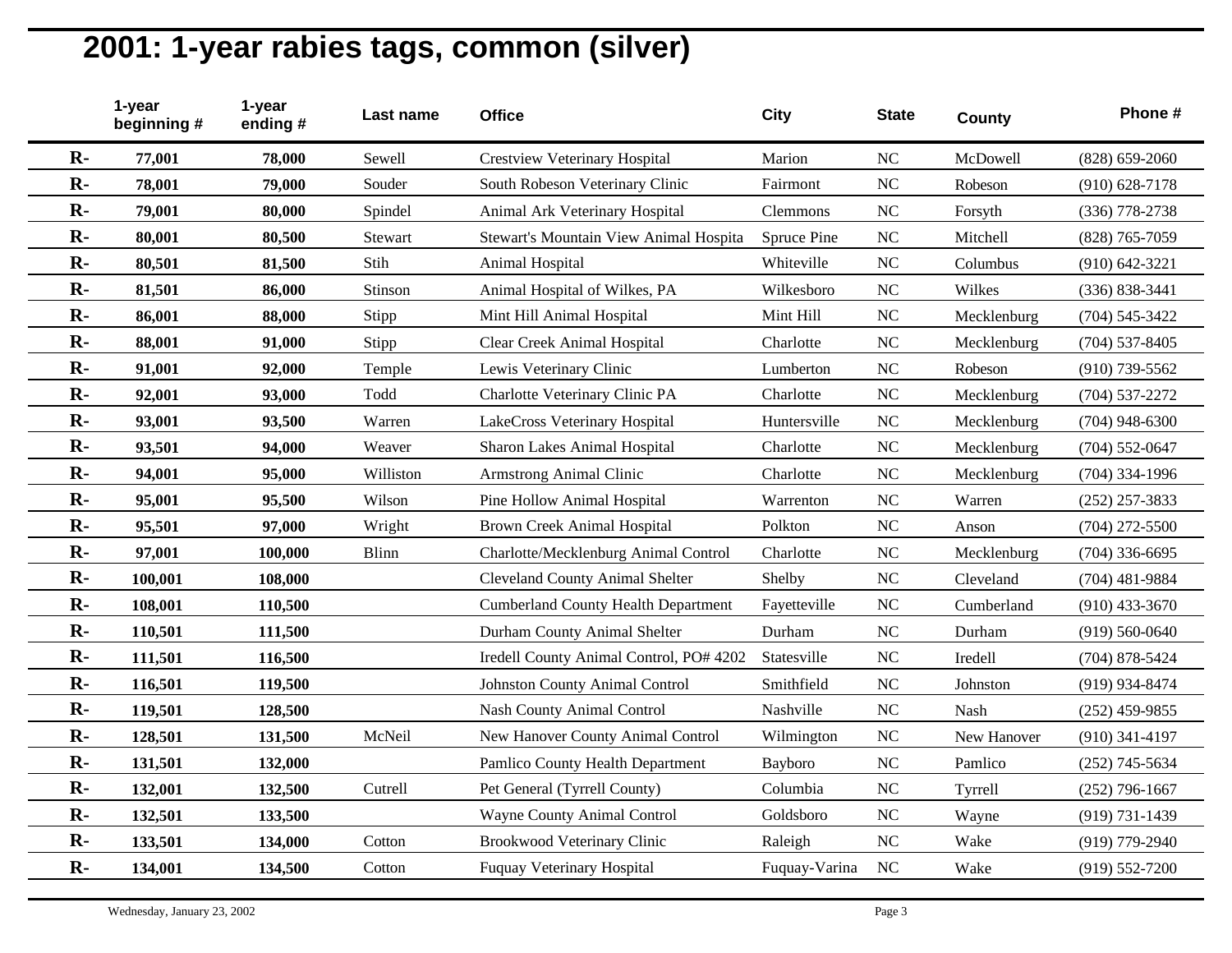# 2001: 1-year rabies tags, common (silver)

| | 1-year beginning # | 1-year ending # | Last name | Office | City | State | County | Phone # |
|---|---|---|---|---|---|---|---|---|
| **R-** | **77,001** | **78,000** | Sewell | Crestview Veterinary Hospital | Marion | NC | McDowell | (828) 659-2060 |
| **R-** | **78,001** | **79,000** | Souder | South Robeson Veterinary Clinic | Fairmont | NC | Robeson | (910) 628-7178 |
| **R-** | **79,001** | **80,000** | Spindel | Animal Ark Veterinary Hospital | Clemmons | NC | Forsyth | (336) 778-2738 |
| **R-** | **80,001** | **80,500** | Stewart | Stewart's Mountain View Animal Hospita | Spruce Pine | NC | Mitchell | (828) 765-7059 |
| **R-** | **80,501** | **81,500** | Stih | Animal Hospital | Whiteville | NC | Columbus | (910) 642-3221 |
| **R-** | **81,501** | **86,000** | Stinson | Animal Hospital of Wilkes, PA | Wilkesboro | NC | Wilkes | (336) 838-3441 |
| **R-** | **86,001** | **88,000** | Stipp | Mint Hill Animal Hospital | Mint Hill | NC | Mecklenburg | (704) 545-3422 |
| **R-** | **88,001** | **91,000** | Stipp | Clear Creek Animal Hospital | Charlotte | NC | Mecklenburg | (704) 537-8405 |
| **R-** | **91,001** | **92,000** | Temple | Lewis Veterinary Clinic | Lumberton | NC | Robeson | (910) 739-5562 |
| **R-** | **92,001** | **93,000** | Todd | Charlotte Veterinary Clinic PA | Charlotte | NC | Mecklenburg | (704) 537-2272 |
| **R-** | **93,001** | **93,500** | Warren | LakeCross Veterinary Hospital | Huntersville | NC | Mecklenburg | (704) 948-6300 |
| **R-** | **93,501** | **94,000** | Weaver | Sharon Lakes Animal Hospital | Charlotte | NC | Mecklenburg | (704) 552-0647 |
| **R-** | **94,001** | **95,000** | Williston | Armstrong Animal Clinic | Charlotte | NC | Mecklenburg | (704) 334-1996 |
| **R-** | **95,001** | **95,500** | Wilson | Pine Hollow Animal Hospital | Warrenton | NC | Warren | (252) 257-3833 |
| **R-** | **95,501** | **97,000** | Wright | Brown Creek Animal Hospital | Polkton | NC | Anson | (704) 272-5500 |
| **R-** | **97,001** | **100,000** | Blinn | Charlotte/Mecklenburg Animal Control | Charlotte | NC | Mecklenburg | (704) 336-6695 |
| **R-** | **100,001** | **108,000** | | Cleveland County Animal Shelter | Shelby | NC | Cleveland | (704) 481-9884 |
| **R-** | **108,001** | **110,500** | | Cumberland County Health Department | Fayetteville | NC | Cumberland | (910) 433-3670 |
| **R-** | **110,501** | **111,500** | | Durham County Animal Shelter | Durham | NC | Durham | (919) 560-0640 |
| **R-** | **111,501** | **116,500** | | Iredell County Animal Control, PO# 4202 | Statesville | NC | Iredell | (704) 878-5424 |
| **R-** | **116,501** | **119,500** | | Johnston County Animal Control | Smithfield | NC | Johnston | (919) 934-8474 |
| **R-** | **119,501** | **128,500** | | Nash County Animal Control | Nashville | NC | Nash | (252) 459-9855 |
| **R-** | **128,501** | **131,500** | McNeil | New Hanover County Animal Control | Wilmington | NC | New Hanover | (910) 341-4197 |
| **R-** | **131,501** | **132,000** | | Pamlico County Health Department | Bayboro | NC | Pamlico | (252) 745-5634 |
| **R-** | **132,001** | **132,500** | Cutrell | Pet General (Tyrrell County) | Columbia | NC | Tyrrell | (252) 796-1667 |
| **R-** | **132,501** | **133,500** | | Wayne County Animal Control | Goldsboro | NC | Wayne | (919) 731-1439 |
| **R-** | **133,501** | **134,000** | Cotton | Brookwood Veterinary Clinic | Raleigh | NC | Wake | (919) 779-2940 |
| **R-** | **134,001** | **134,500** | Cotton | Fuquay Veterinary Hospital | Fuquay-Varina | NC | Wake | (919) 552-7200 |

Wednesday, January 23, 2002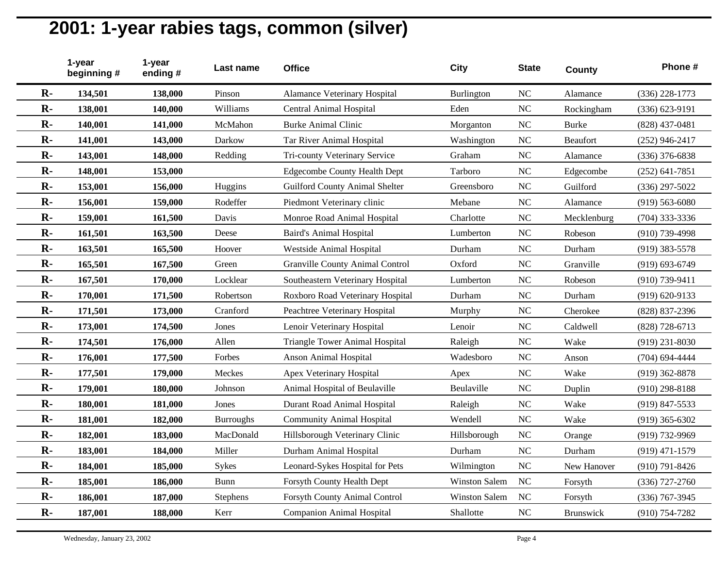# 2001: 1-year rabies tags, common (silver)

| | 1-year beginning # | 1-year ending # | Last name | Office | City | State | County | Phone # |
|---|---|---|---|---|---|---|---|---|
| R- | 134,501 | 138,000 | Pinson | Alamance Veterinary Hospital | Burlington | NC | Alamance | (336) 228-1773 |
| R- | 138,001 | 140,000 | Williams | Central Animal Hospital | Eden | NC | Rockingham | (336) 623-9191 |
| R- | 140,001 | 141,000 | McMahon | Burke Animal Clinic | Morganton | NC | Burke | (828) 437-0481 |
| R- | 141,001 | 143,000 | Darkow | Tar River Animal Hospital | Washington | NC | Beaufort | (252) 946-2417 |
| R- | 143,001 | 148,000 | Redding | Tri-county Veterinary Service | Graham | NC | Alamance | (336) 376-6838 |
| R- | 148,001 | 153,000 | | Edgecombe County Health Dept | Tarboro | NC | Edgecombe | (252) 641-7851 |
| R- | 153,001 | 156,000 | Huggins | Guilford County Animal Shelter | Greensboro | NC | Guilford | (336) 297-5022 |
| R- | 156,001 | 159,000 | Rodeffer | Piedmont Veterinary clinic | Mebane | NC | Alamance | (919) 563-6080 |
| R- | 159,001 | 161,500 | Davis | Monroe Road Animal Hospital | Charlotte | NC | Mecklenburg | (704) 333-3336 |
| R- | 161,501 | 163,500 | Deese | Baird's Animal Hospital | Lumberton | NC | Robeson | (910) 739-4998 |
| R- | 163,501 | 165,500 | Hoover | Westside Animal Hospital | Durham | NC | Durham | (919) 383-5578 |
| R- | 165,501 | 167,500 | Green | Granville County Animal Control | Oxford | NC | Granville | (919) 693-6749 |
| R- | 167,501 | 170,000 | Locklear | Southeastern Veterinary Hospital | Lumberton | NC | Robeson | (910) 739-9411 |
| R- | 170,001 | 171,500 | Robertson | Roxboro Road Veterinary Hospital | Durham | NC | Durham | (919) 620-9133 |
| R- | 171,501 | 173,000 | Cranford | Peachtree Veterinary Hospital | Murphy | NC | Cherokee | (828) 837-2396 |
| R- | 173,001 | 174,500 | Jones | Lenoir Veterinary Hospital | Lenoir | NC | Caldwell | (828) 728-6713 |
| R- | 174,501 | 176,000 | Allen | Triangle Tower Animal Hospital | Raleigh | NC | Wake | (919) 231-8030 |
| R- | 176,001 | 177,500 | Forbes | Anson Animal Hospital | Wadesboro | NC | Anson | (704) 694-4444 |
| R- | 177,501 | 179,000 | Meckes | Apex Veterinary Hospital | Apex | NC | Wake | (919) 362-8878 |
| R- | 179,001 | 180,000 | Johnson | Animal Hospital of Beulaville | Beulaville | NC | Duplin | (910) 298-8188 |
| R- | 180,001 | 181,000 | Jones | Durant Road Animal Hospital | Raleigh | NC | Wake | (919) 847-5533 |
| R- | 181,001 | 182,000 | Burroughs | Community Animal Hospital | Wendell | NC | Wake | (919) 365-6302 |
| R- | 182,001 | 183,000 | MacDonald | Hillsborough Veterinary Clinic | Hillsborough | NC | Orange | (919) 732-9969 |
| R- | 183,001 | 184,000 | Miller | Durham Animal Hospital | Durham | NC | Durham | (919) 471-1579 |
| R- | 184,001 | 185,000 | Sykes | Leonard-Sykes Hospital for Pets | Wilmington | NC | New Hanover | (910) 791-8426 |
| R- | 185,001 | 186,000 | Bunn | Forsyth County Health Dept | Winston Salem | NC | Forsyth | (336) 727-2760 |
| R- | 186,001 | 187,000 | Stephens | Forsyth County Animal Control | Winston Salem | NC | Forsyth | (336) 767-3945 |
| R- | 187,001 | 188,000 | Kerr | Companion Animal Hospital | Shallotte | NC | Brunswick | (910) 754-7282 |

Wednesday, January 23, 2002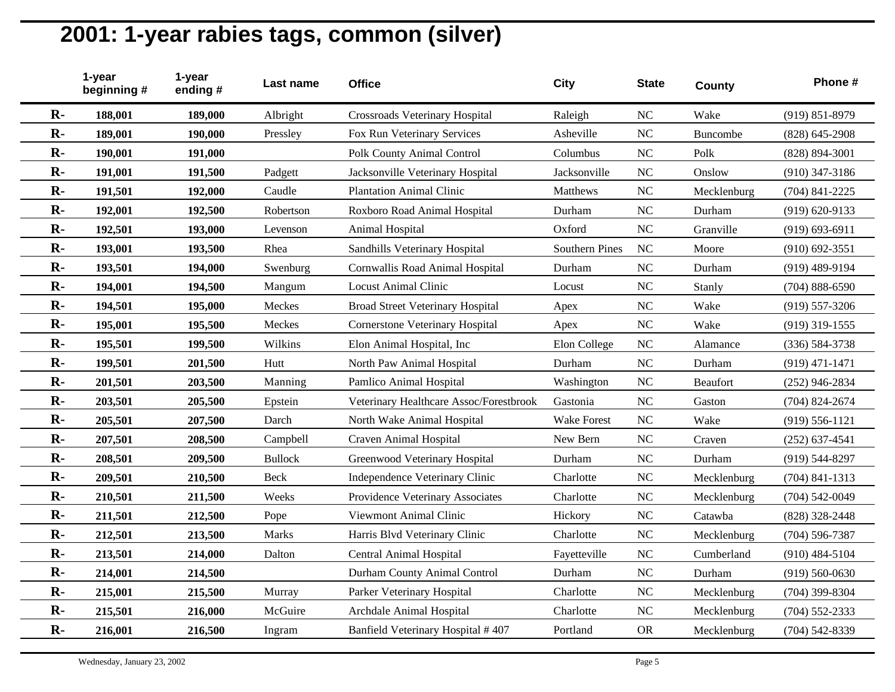# 2001: 1-year rabies tags, common (silver)

| | 1-year beginning # | 1-year ending # | Last name | Office | City | State | County | Phone # |
|---|---|---|---|---|---|---|---|---|
| R- | 188,001 | 189,000 | Albright | Crossroads Veterinary Hospital | Raleigh | NC | Wake | (919) 851-8979 |
| R- | 189,001 | 190,000 | Pressley | Fox Run Veterinary Services | Asheville | NC | Buncombe | (828) 645-2908 |
| R- | 190,001 | 191,000 | | Polk County Animal Control | Columbus | NC | Polk | (828) 894-3001 |
| R- | 191,001 | 191,500 | Padgett | Jacksonville Veterinary Hospital | Jacksonville | NC | Onslow | (910) 347-3186 |
| R- | 191,501 | 192,000 | Caudle | Plantation Animal Clinic | Matthews | NC | Mecklenburg | (704) 841-2225 |
| R- | 192,001 | 192,500 | Robertson | Roxboro Road Animal Hospital | Durham | NC | Durham | (919) 620-9133 |
| R- | 192,501 | 193,000 | Levenson | Animal Hospital | Oxford | NC | Granville | (919) 693-6911 |
| R- | 193,001 | 193,500 | Rhea | Sandhills Veterinary Hospital | Southern Pines | NC | Moore | (910) 692-3551 |
| R- | 193,501 | 194,000 | Swenburg | Cornwallis Road Animal Hospital | Durham | NC | Durham | (919) 489-9194 |
| R- | 194,001 | 194,500 | Mangum | Locust Animal Clinic | Locust | NC | Stanly | (704) 888-6590 |
| R- | 194,501 | 195,000 | Meckes | Broad Street Veterinary Hospital | Apex | NC | Wake | (919) 557-3206 |
| R- | 195,001 | 195,500 | Meckes | Cornerstone Veterinary Hospital | Apex | NC | Wake | (919) 319-1555 |
| R- | 195,501 | 199,500 | Wilkins | Elon Animal Hospital, Inc | Elon College | NC | Alamance | (336) 584-3738 |
| R- | 199,501 | 201,500 | Hutt | North Paw Animal Hospital | Durham | NC | Durham | (919) 471-1471 |
| R- | 201,501 | 203,500 | Manning | Pamlico Animal Hospital | Washington | NC | Beaufort | (252) 946-2834 |
| R- | 203,501 | 205,500 | Epstein | Veterinary Healthcare Assoc/Forestbrook | Gastonia | NC | Gaston | (704) 824-2674 |
| R- | 205,501 | 207,500 | Darch | North Wake Animal Hospital | Wake Forest | NC | Wake | (919) 556-1121 |
| R- | 207,501 | 208,500 | Campbell | Craven Animal Hospital | New Bern | NC | Craven | (252) 637-4541 |
| R- | 208,501 | 209,500 | Bullock | Greenwood Veterinary Hospital | Durham | NC | Durham | (919) 544-8297 |
| R- | 209,501 | 210,500 | Beck | Independence Veterinary Clinic | Charlotte | NC | Mecklenburg | (704) 841-1313 |
| R- | 210,501 | 211,500 | Weeks | Providence Veterinary Associates | Charlotte | NC | Mecklenburg | (704) 542-0049 |
| R- | 211,501 | 212,500 | Pope | Viewmont Animal Clinic | Hickory | NC | Catawba | (828) 328-2448 |
| R- | 212,501 | 213,500 | Marks | Harris Blvd Veterinary Clinic | Charlotte | NC | Mecklenburg | (704) 596-7387 |
| R- | 213,501 | 214,000 | Dalton | Central Animal Hospital | Fayetteville | NC | Cumberland | (910) 484-5104 |
| R- | 214,001 | 214,500 | | Durham County Animal Control | Durham | NC | Durham | (919) 560-0630 |
| R- | 215,001 | 215,500 | Murray | Parker Veterinary Hospital | Charlotte | NC | Mecklenburg | (704) 399-8304 |
| R- | 215,501 | 216,000 | McGuire | Archdale Animal Hospital | Charlotte | NC | Mecklenburg | (704) 552-2333 |
| R- | 216,001 | 216,500 | Ingram | Banfield Veterinary Hospital # 407 | Portland | OR | Mecklenburg | (704) 542-8339 |

Wednesday, January 23, 2002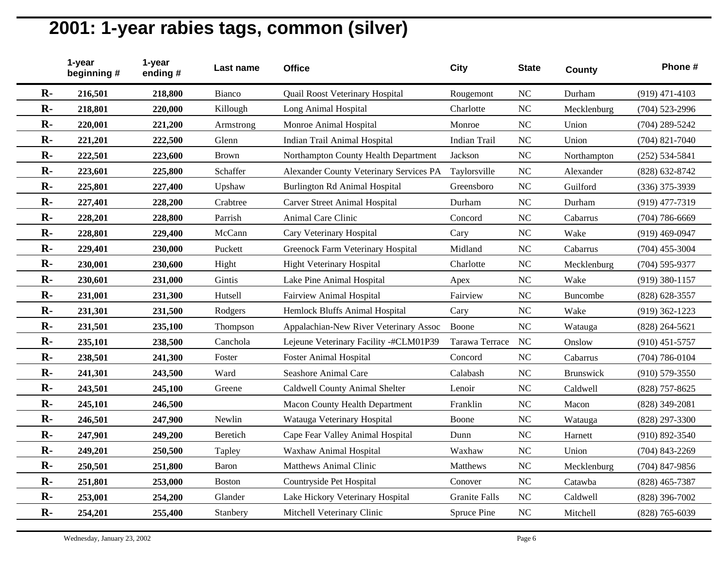# 2001: 1-year rabies tags, common (silver)

| | 1-year beginning # | 1-year ending # | Last name | Office | City | State | County | Phone # |
|---|---|---|---|---|---|---|---|---|
| R- | 216,501 | 218,800 | Bianco | Quail Roost Veterinary Hospital | Rougemont | NC | Durham | (919) 471-4103 |
| R- | 218,801 | 220,000 | Killough | Long Animal Hospital | Charlotte | NC | Mecklenburg | (704) 523-2996 |
| R- | 220,001 | 221,200 | Armstrong | Monroe Animal Hospital | Monroe | NC | Union | (704) 289-5242 |
| R- | 221,201 | 222,500 | Glenn | Indian Trail Animal Hospital | Indian Trail | NC | Union | (704) 821-7040 |
| R- | 222,501 | 223,600 | Brown | Northampton County Health Department | Jackson | NC | Northampton | (252) 534-5841 |
| R- | 223,601 | 225,800 | Schaffer | Alexander County Veterinary Services PA | Taylorsville | NC | Alexander | (828) 632-8742 |
| R- | 225,801 | 227,400 | Upshaw | Burlington Rd Animal Hospital | Greensboro | NC | Guilford | (336) 375-3939 |
| R- | 227,401 | 228,200 | Crabtree | Carver Street Animal Hospital | Durham | NC | Durham | (919) 477-7319 |
| R- | 228,201 | 228,800 | Parrish | Animal Care Clinic | Concord | NC | Cabarrus | (704) 786-6669 |
| R- | 228,801 | 229,400 | McCann | Cary Veterinary Hospital | Cary | NC | Wake | (919) 469-0947 |
| R- | 229,401 | 230,000 | Puckett | Greenock Farm Veterinary Hospital | Midland | NC | Cabarrus | (704) 455-3004 |
| R- | 230,001 | 230,600 | Hight | Hight Veterinary Hospital | Charlotte | NC | Mecklenburg | (704) 595-9377 |
| R- | 230,601 | 231,000 | Gintis | Lake Pine Animal Hospital | Apex | NC | Wake | (919) 380-1157 |
| R- | 231,001 | 231,300 | Hutsell | Fairview Animal Hospital | Fairview | NC | Buncombe | (828) 628-3557 |
| R- | 231,301 | 231,500 | Rodgers | Hemlock Bluffs Animal Hospital | Cary | NC | Wake | (919) 362-1223 |
| R- | 231,501 | 235,100 | Thompson | Appalachian-New River Veterinary Assoc | Boone | NC | Watauga | (828) 264-5621 |
| R- | 235,101 | 238,500 | Canchola | Lejeune Veterinary Facility -#CLM01P39 | Tarawa Terrace | NC | Onslow | (910) 451-5757 |
| R- | 238,501 | 241,300 | Foster | Foster Animal Hospital | Concord | NC | Cabarrus | (704) 786-0104 |
| R- | 241,301 | 243,500 | Ward | Seashore Animal Care | Calabash | NC | Brunswick | (910) 579-3550 |
| R- | 243,501 | 245,100 | Greene | Caldwell County Animal Shelter | Lenoir | NC | Caldwell | (828) 757-8625 |
| R- | 245,101 | 246,500 | | Macon County Health Department | Franklin | NC | Macon | (828) 349-2081 |
| R- | 246,501 | 247,900 | Newlin | Watauga Veterinary Hospital | Boone | NC | Watauga | (828) 297-3300 |
| R- | 247,901 | 249,200 | Beretich | Cape Fear Valley Animal Hospital | Dunn | NC | Harnett | (910) 892-3540 |
| R- | 249,201 | 250,500 | Tapley | Waxhaw Animal Hospital | Waxhaw | NC | Union | (704) 843-2269 |
| R- | 250,501 | 251,800 | Baron | Matthews Animal Clinic | Matthews | NC | Mecklenburg | (704) 847-9856 |
| R- | 251,801 | 253,000 | Boston | Countryside Pet Hospital | Conover | NC | Catawba | (828) 465-7387 |
| R- | 253,001 | 254,200 | Glander | Lake Hickory Veterinary Hospital | Granite Falls | NC | Caldwell | (828) 396-7002 |
| R- | 254,201 | 255,400 | Stanbery | Mitchell Veterinary Clinic | Spruce Pine | NC | Mitchell | (828) 765-6039 |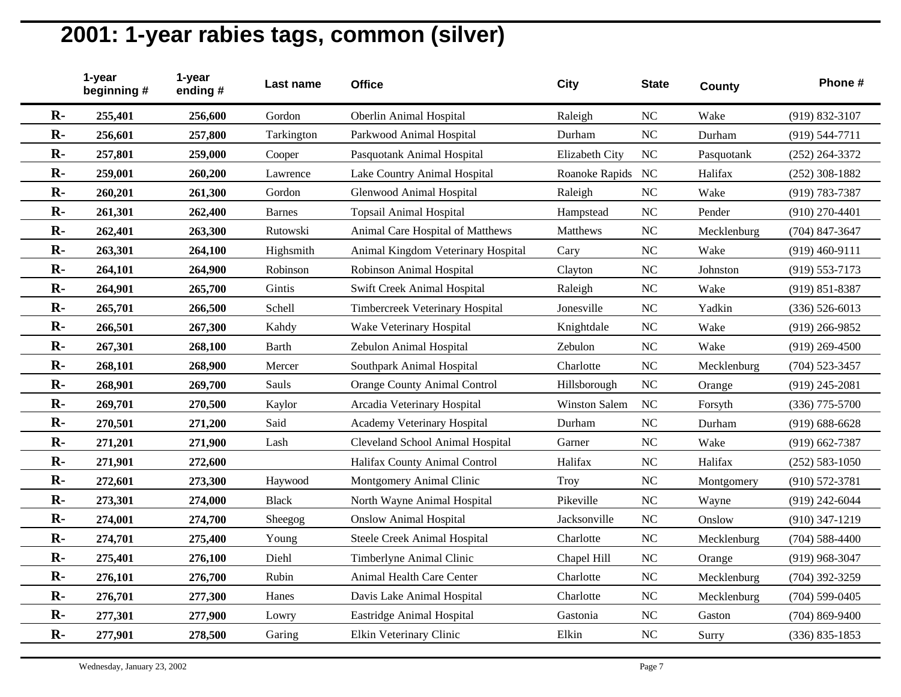# 2001: 1-year rabies tags, common (silver)

| | 1-year beginning # | 1-year ending # | Last name | Office | City | State | County | Phone # |
|---|---|---|---|---|---|---|---|---|
| R- | 255,401 | 256,600 | Gordon | Oberlin Animal Hospital | Raleigh | NC | Wake | (919) 832-3107 |
| R- | 256,601 | 257,800 | Tarkington | Parkwood Animal Hospital | Durham | NC | Durham | (919) 544-7711 |
| R- | 257,801 | 259,000 | Cooper | Pasquotank Animal Hospital | Elizabeth City | NC | Pasquotank | (252) 264-3372 |
| R- | 259,001 | 260,200 | Lawrence | Lake Country Animal Hospital | Roanoke Rapids | NC | Halifax | (252) 308-1882 |
| R- | 260,201 | 261,300 | Gordon | Glenwood Animal Hospital | Raleigh | NC | Wake | (919) 783-7387 |
| R- | 261,301 | 262,400 | Barnes | Topsail Animal Hospital | Hampstead | NC | Pender | (910) 270-4401 |
| R- | 262,401 | 263,300 | Rutowski | Animal Care Hospital of Matthews | Matthews | NC | Mecklenburg | (704) 847-3647 |
| R- | 263,301 | 264,100 | Highsmith | Animal Kingdom Veterinary Hospital | Cary | NC | Wake | (919) 460-9111 |
| R- | 264,101 | 264,900 | Robinson | Robinson Animal Hospital | Clayton | NC | Johnston | (919) 553-7173 |
| R- | 264,901 | 265,700 | Gintis | Swift Creek Animal Hospital | Raleigh | NC | Wake | (919) 851-8387 |
| R- | 265,701 | 266,500 | Schell | Timbercreek Veterinary Hospital | Jonesville | NC | Yadkin | (336) 526-6013 |
| R- | 266,501 | 267,300 | Kahdy | Wake Veterinary Hospital | Knightdale | NC | Wake | (919) 266-9852 |
| R- | 267,301 | 268,100 | Barth | Zebulon Animal Hospital | Zebulon | NC | Wake | (919) 269-4500 |
| R- | 268,101 | 268,900 | Mercer | Southpark Animal Hospital | Charlotte | NC | Mecklenburg | (704) 523-3457 |
| R- | 268,901 | 269,700 | Sauls | Orange County Animal Control | Hillsborough | NC | Orange | (919) 245-2081 |
| R- | 269,701 | 270,500 | Kaylor | Arcadia Veterinary Hospital | Winston Salem | NC | Forsyth | (336) 775-5700 |
| R- | 270,501 | 271,200 | Said | Academy Veterinary Hospital | Durham | NC | Durham | (919) 688-6628 |
| R- | 271,201 | 271,900 | Lash | Cleveland School Animal Hospital | Garner | NC | Wake | (919) 662-7387 |
| R- | 271,901 | 272,600 | | Halifax County Animal Control | Halifax | NC | Halifax | (252) 583-1050 |
| R- | 272,601 | 273,300 | Haywood | Montgomery Animal Clinic | Troy | NC | Montgomery | (910) 572-3781 |
| R- | 273,301 | 274,000 | Black | North Wayne Animal Hospital | Pikeville | NC | Wayne | (919) 242-6044 |
| R- | 274,001 | 274,700 | Sheegog | Onslow Animal Hospital | Jacksonville | NC | Onslow | (910) 347-1219 |
| R- | 274,701 | 275,400 | Young | Steele Creek Animal Hospital | Charlotte | NC | Mecklenburg | (704) 588-4400 |
| R- | 275,401 | 276,100 | Diehl | Timberlyne Animal Clinic | Chapel Hill | NC | Orange | (919) 968-3047 |
| R- | 276,101 | 276,700 | Rubin | Animal Health Care Center | Charlotte | NC | Mecklenburg | (704) 392-3259 |
| R- | 276,701 | 277,300 | Hanes | Davis Lake Animal Hospital | Charlotte | NC | Mecklenburg | (704) 599-0405 |
| R- | 277,301 | 277,900 | Lowry | Eastridge Animal Hospital | Gastonia | NC | Gaston | (704) 869-9400 |
| R- | 277,901 | 278,500 | Garing | Elkin Veterinary Clinic | Elkin | NC | Surry | (336) 835-1853 |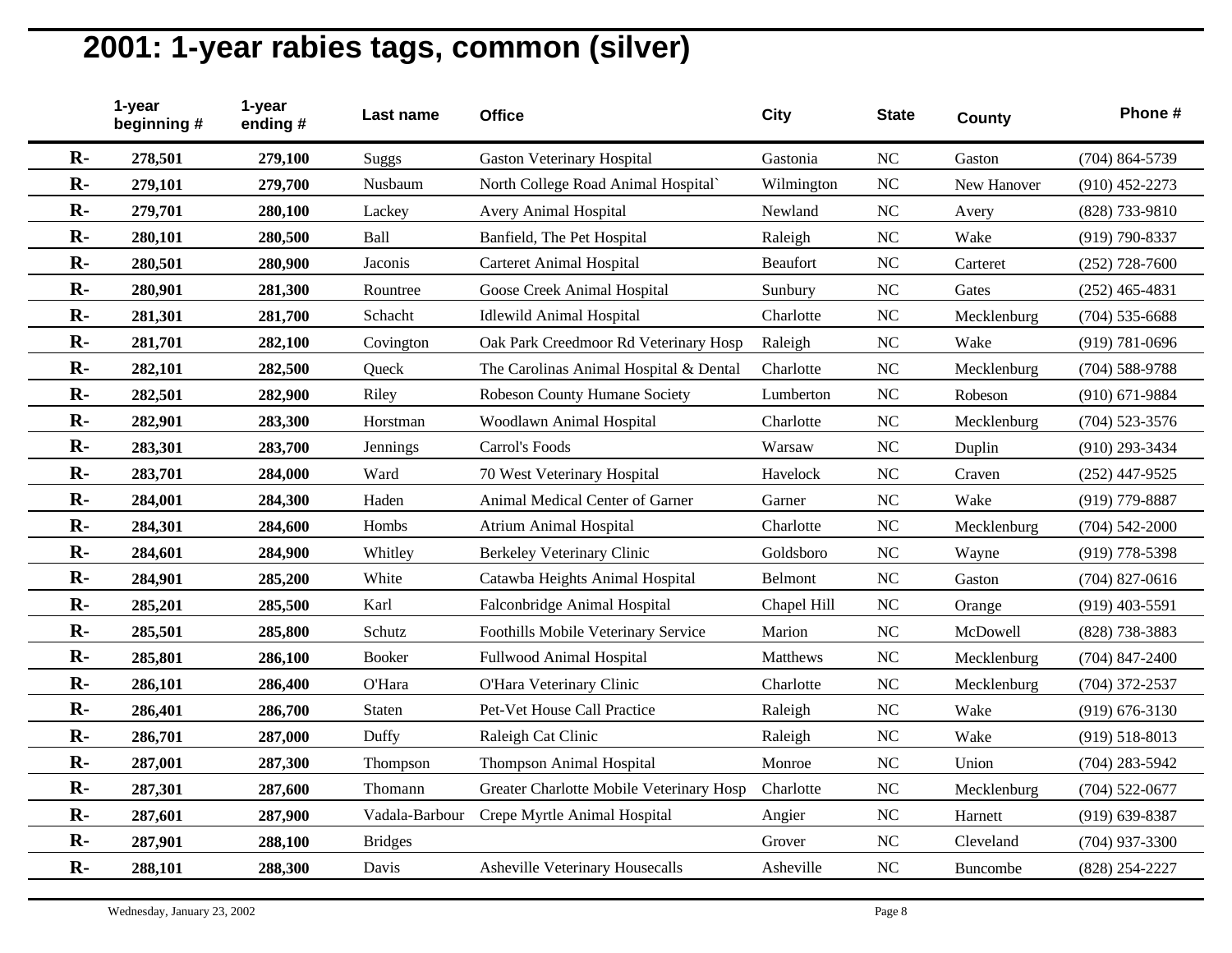# 2001: 1-year rabies tags, common (silver)

| | 1-year beginning # | 1-year ending # | Last name | Office | City | State | County | Phone # |
|---|---|---|---|---|---|---|---|---|
| **R-** | **278,501** | **279,100** | Suggs | Gaston Veterinary Hospital | Gastonia | NC | Gaston | (704) 864-5739 |
| **R-** | **279,101** | **279,700** | Nusbaum | North College Road Animal Hospital` | Wilmington | NC | New Hanover | (910) 452-2273 |
| **R-** | **279,701** | **280,100** | Lackey | Avery Animal Hospital | Newland | NC | Avery | (828) 733-9810 |
| **R-** | **280,101** | **280,500** | Ball | Banfield, The Pet Hospital | Raleigh | NC | Wake | (919) 790-8337 |
| **R-** | **280,501** | **280,900** | Jaconis | Carteret Animal Hospital | Beaufort | NC | Carteret | (252) 728-7600 |
| **R-** | **280,901** | **281,300** | Rountree | Goose Creek Animal Hospital | Sunbury | NC | Gates | (252) 465-4831 |
| **R-** | **281,301** | **281,700** | Schacht | Idlewild Animal Hospital | Charlotte | NC | Mecklenburg | (704) 535-6688 |
| **R-** | **281,701** | **282,100** | Covington | Oak Park Creedmoor Rd Veterinary Hosp | Raleigh | NC | Wake | (919) 781-0696 |
| **R-** | **282,101** | **282,500** | Queck | The Carolinas Animal Hospital & Dental | Charlotte | NC | Mecklenburg | (704) 588-9788 |
| **R-** | **282,501** | **282,900** | Riley | Robeson County Humane Society | Lumberton | NC | Robeson | (910) 671-9884 |
| **R-** | **282,901** | **283,300** | Horstman | Woodlawn Animal Hospital | Charlotte | NC | Mecklenburg | (704) 523-3576 |
| **R-** | **283,301** | **283,700** | Jennings | Carrol's Foods | Warsaw | NC | Duplin | (910) 293-3434 |
| **R-** | **283,701** | **284,000** | Ward | 70 West Veterinary Hospital | Havelock | NC | Craven | (252) 447-9525 |
| **R-** | **284,001** | **284,300** | Haden | Animal Medical Center of Garner | Garner | NC | Wake | (919) 779-8887 |
| **R-** | **284,301** | **284,600** | Hombs | Atrium Animal Hospital | Charlotte | NC | Mecklenburg | (704) 542-2000 |
| **R-** | **284,601** | **284,900** | Whitley | Berkeley Veterinary Clinic | Goldsboro | NC | Wayne | (919) 778-5398 |
| **R-** | **284,901** | **285,200** | White | Catawba Heights Animal Hospital | Belmont | NC | Gaston | (704) 827-0616 |
| **R-** | **285,201** | **285,500** | Karl | Falconbridge Animal Hospital | Chapel Hill | NC | Orange | (919) 403-5591 |
| **R-** | **285,501** | **285,800** | Schutz | Foothills Mobile Veterinary Service | Marion | NC | McDowell | (828) 738-3883 |
| **R-** | **285,801** | **286,100** | Booker | Fullwood Animal Hospital | Matthews | NC | Mecklenburg | (704) 847-2400 |
| **R-** | **286,101** | **286,400** | O'Hara | O'Hara Veterinary Clinic | Charlotte | NC | Mecklenburg | (704) 372-2537 |
| **R-** | **286,401** | **286,700** | Staten | Pet-Vet House Call Practice | Raleigh | NC | Wake | (919) 676-3130 |
| **R-** | **286,701** | **287,000** | Duffy | Raleigh Cat Clinic | Raleigh | NC | Wake | (919) 518-8013 |
| **R-** | **287,001** | **287,300** | Thompson | Thompson Animal Hospital | Monroe | NC | Union | (704) 283-5942 |
| **R-** | **287,301** | **287,600** | Thomann | Greater Charlotte Mobile Veterinary Hosp | Charlotte | NC | Mecklenburg | (704) 522-0677 |
| **R-** | **287,601** | **287,900** | Vadala-Barbour | Crepe Myrtle Animal Hospital | Angier | NC | Harnett | (919) 639-8387 |
| **R-** | **287,901** | **288,100** | Bridges | | Grover | NC | Cleveland | (704) 937-3300 |
| **R-** | **288,101** | **288,300** | Davis | Asheville Veterinary Housecalls | Asheville | NC | Buncombe | (828) 254-2227 |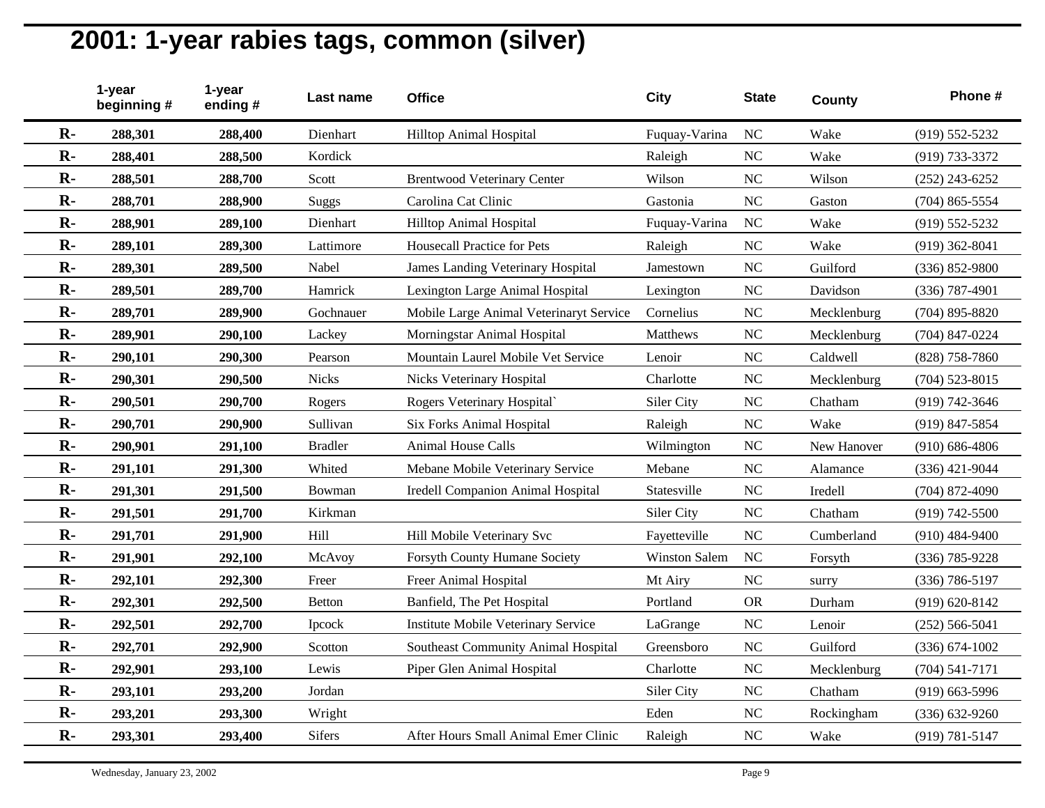# 2001: 1-year rabies tags, common (silver)

| | 1-year beginning # | 1-year ending # | Last name | Office | City | State | County | Phone # |
|---|---|---|---|---|---|---|---|---|
| **R-** | **288,301** | **288,400** | Dienhart | Hilltop Animal Hospital | Fuquay-Varina | NC | Wake | (919) 552-5232 |
| **R-** | **288,401** | **288,500** | Kordick | | Raleigh | NC | Wake | (919) 733-3372 |
| **R-** | **288,501** | **288,700** | Scott | Brentwood Veterinary Center | Wilson | NC | Wilson | (252) 243-6252 |
| **R-** | **288,701** | **288,900** | Suggs | Carolina Cat Clinic | Gastonia | NC | Gaston | (704) 865-5554 |
| **R-** | **288,901** | **289,100** | Dienhart | Hilltop Animal Hospital | Fuquay-Varina | NC | Wake | (919) 552-5232 |
| **R-** | **289,101** | **289,300** | Lattimore | Housecall Practice for Pets | Raleigh | NC | Wake | (919) 362-8041 |
| **R-** | **289,301** | **289,500** | Nabel | James Landing Veterinary Hospital | Jamestown | NC | Guilford | (336) 852-9800 |
| **R-** | **289,501** | **289,700** | Hamrick | Lexington Large Animal Hospital | Lexington | NC | Davidson | (336) 787-4901 |
| **R-** | **289,701** | **289,900** | Gochnauer | Mobile Large Animal Veterinaryt Service | Cornelius | NC | Mecklenburg | (704) 895-8820 |
| **R-** | **289,901** | **290,100** | Lackey | Morningstar Animal Hospital | Matthews | NC | Mecklenburg | (704) 847-0224 |
| **R-** | **290,101** | **290,300** | Pearson | Mountain Laurel Mobile Vet Service | Lenoir | NC | Caldwell | (828) 758-7860 |
| **R-** | **290,301** | **290,500** | Nicks | Nicks Veterinary Hospital | Charlotte | NC | Mecklenburg | (704) 523-8015 |
| **R-** | **290,501** | **290,700** | Rogers | Rogers Veterinary Hospital` | Siler City | NC | Chatham | (919) 742-3646 |
| **R-** | **290,701** | **290,900** | Sullivan | Six Forks Animal Hospital | Raleigh | NC | Wake | (919) 847-5854 |
| **R-** | **290,901** | **291,100** | Bradler | Animal House Calls | Wilmington | NC | New Hanover | (910) 686-4806 |
| **R-** | **291,101** | **291,300** | Whited | Mebane Mobile Veterinary Service | Mebane | NC | Alamance | (336) 421-9044 |
| **R-** | **291,301** | **291,500** | Bowman | Iredell Companion Animal Hospital | Statesville | NC | Iredell | (704) 872-4090 |
| **R-** | **291,501** | **291,700** | Kirkman | | Siler City | NC | Chatham | (919) 742-5500 |
| **R-** | **291,701** | **291,900** | Hill | Hill Mobile Veterinary Svc | Fayetteville | NC | Cumberland | (910) 484-9400 |
| **R-** | **291,901** | **292,100** | McAvoy | Forsyth County Humane Society | Winston Salem | NC | Forsyth | (336) 785-9228 |
| **R-** | **292,101** | **292,300** | Freer | Freer Animal Hospital | Mt Airy | NC | surry | (336) 786-5197 |
| **R-** | **292,301** | **292,500** | Betton | Banfield, The Pet Hospital | Portland | OR | Durham | (919) 620-8142 |
| **R-** | **292,501** | **292,700** | Ipcock | Institute Mobile Veterinary Service | LaGrange | NC | Lenoir | (252) 566-5041 |
| **R-** | **292,701** | **292,900** | Scotton | Southeast Community Animal Hospital | Greensboro | NC | Guilford | (336) 674-1002 |
| **R-** | **292,901** | **293,100** | Lewis | Piper Glen Animal Hospital | Charlotte | NC | Mecklenburg | (704) 541-7171 |
| **R-** | **293,101** | **293,200** | Jordan | | Siler City | NC | Chatham | (919) 663-5996 |
| **R-** | **293,201** | **293,300** | Wright | | Eden | NC | Rockingham | (336) 632-9260 |
| **R-** | **293,301** | **293,400** | Sifers | After Hours Small Animal Emer Clinic | Raleigh | NC | Wake | (919) 781-5147 |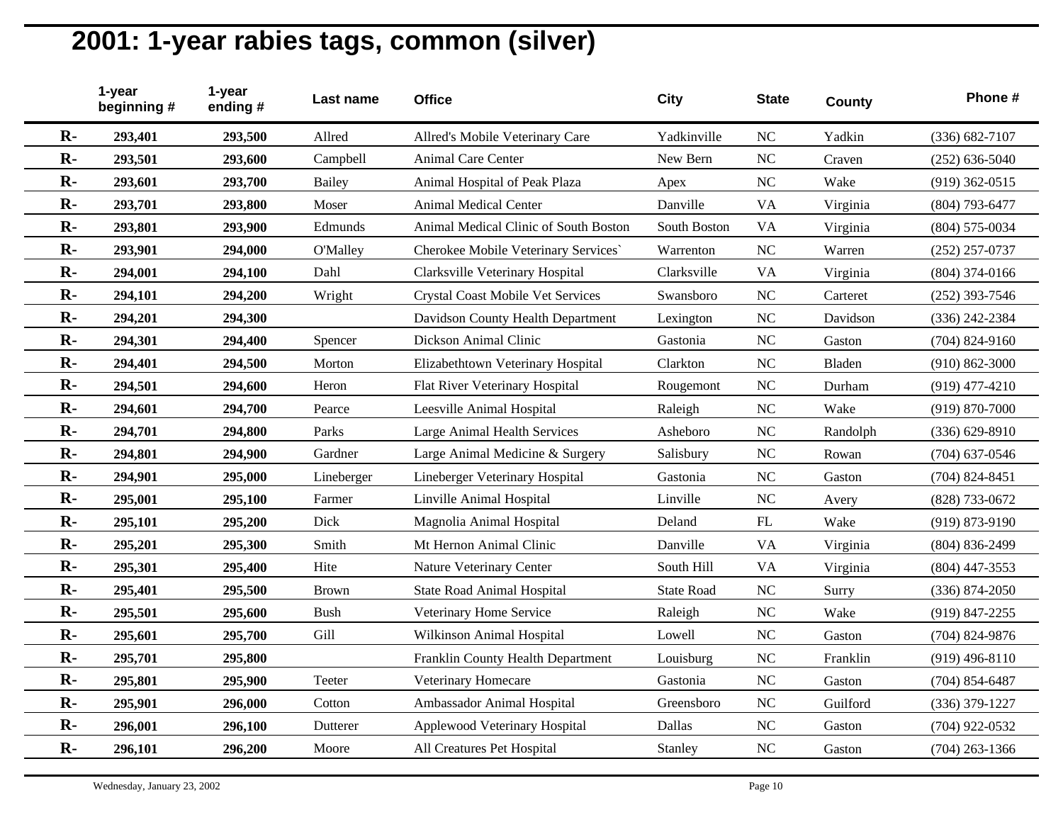# 2001: 1-year rabies tags, common (silver)

| | 1-year beginning # | 1-year ending # | Last name | Office | City | State | County | Phone # |
|---|---|---|---|---|---|---|---|---|
| R- | 293,401 | 293,500 | Allred | Allred's Mobile Veterinary Care | Yadkinville | NC | Yadkin | (336) 682-7107 |
| R- | 293,501 | 293,600 | Campbell | Animal Care Center | New Bern | NC | Craven | (252) 636-5040 |
| R- | 293,601 | 293,700 | Bailey | Animal Hospital of Peak Plaza | Apex | NC | Wake | (919) 362-0515 |
| R- | 293,701 | 293,800 | Moser | Animal Medical Center | Danville | VA | Virginia | (804) 793-6477 |
| R- | 293,801 | 293,900 | Edmunds | Animal Medical Clinic of South Boston | South Boston | VA | Virginia | (804) 575-0034 |
| R- | 293,901 | 294,000 | O'Malley | Cherokee Mobile Veterinary Services` | Warrenton | NC | Warren | (252) 257-0737 |
| R- | 294,001 | 294,100 | Dahl | Clarksville Veterinary Hospital | Clarksville | VA | Virginia | (804) 374-0166 |
| R- | 294,101 | 294,200 | Wright | Crystal Coast Mobile Vet Services | Swansboro | NC | Carteret | (252) 393-7546 |
| R- | 294,201 | 294,300 | | Davidson County Health Department | Lexington | NC | Davidson | (336) 242-2384 |
| R- | 294,301 | 294,400 | Spencer | Dickson Animal Clinic | Gastonia | NC | Gaston | (704) 824-9160 |
| R- | 294,401 | 294,500 | Morton | Elizabethtown Veterinary Hospital | Clarkton | NC | Bladen | (910) 862-3000 |
| R- | 294,501 | 294,600 | Heron | Flat River Veterinary Hospital | Rougemont | NC | Durham | (919) 477-4210 |
| R- | 294,601 | 294,700 | Pearce | Leesville Animal Hospital | Raleigh | NC | Wake | (919) 870-7000 |
| R- | 294,701 | 294,800 | Parks | Large Animal Health Services | Asheboro | NC | Randolph | (336) 629-8910 |
| R- | 294,801 | 294,900 | Gardner | Large Animal Medicine & Surgery | Salisbury | NC | Rowan | (704) 637-0546 |
| R- | 294,901 | 295,000 | Lineberger | Lineberger Veterinary Hospital | Gastonia | NC | Gaston | (704) 824-8451 |
| R- | 295,001 | 295,100 | Farmer | Linville Animal Hospital | Linville | NC | Avery | (828) 733-0672 |
| R- | 295,101 | 295,200 | Dick | Magnolia Animal Hospital | Deland | FL | Wake | (919) 873-9190 |
| R- | 295,201 | 295,300 | Smith | Mt Hernon Animal Clinic | Danville | VA | Virginia | (804) 836-2499 |
| R- | 295,301 | 295,400 | Hite | Nature Veterinary Center | South Hill | VA | Virginia | (804) 447-3553 |
| R- | 295,401 | 295,500 | Brown | State Road Animal Hospital | State Road | NC | Surry | (336) 874-2050 |
| R- | 295,501 | 295,600 | Bush | Veterinary Home Service | Raleigh | NC | Wake | (919) 847-2255 |
| R- | 295,601 | 295,700 | Gill | Wilkinson Animal Hospital | Lowell | NC | Gaston | (704) 824-9876 |
| R- | 295,701 | 295,800 | | Franklin County Health Department | Louisburg | NC | Franklin | (919) 496-8110 |
| R- | 295,801 | 295,900 | Teeter | Veterinary Homecare | Gastonia | NC | Gaston | (704) 854-6487 |
| R- | 295,901 | 296,000 | Cotton | Ambassador Animal Hospital | Greensboro | NC | Guilford | (336) 379-1227 |
| R- | 296,001 | 296,100 | Dutterer | Applewood Veterinary Hospital | Dallas | NC | Gaston | (704) 922-0532 |
| R- | 296,101 | 296,200 | Moore | All Creatures Pet Hospital | Stanley | NC | Gaston | (704) 263-1366 |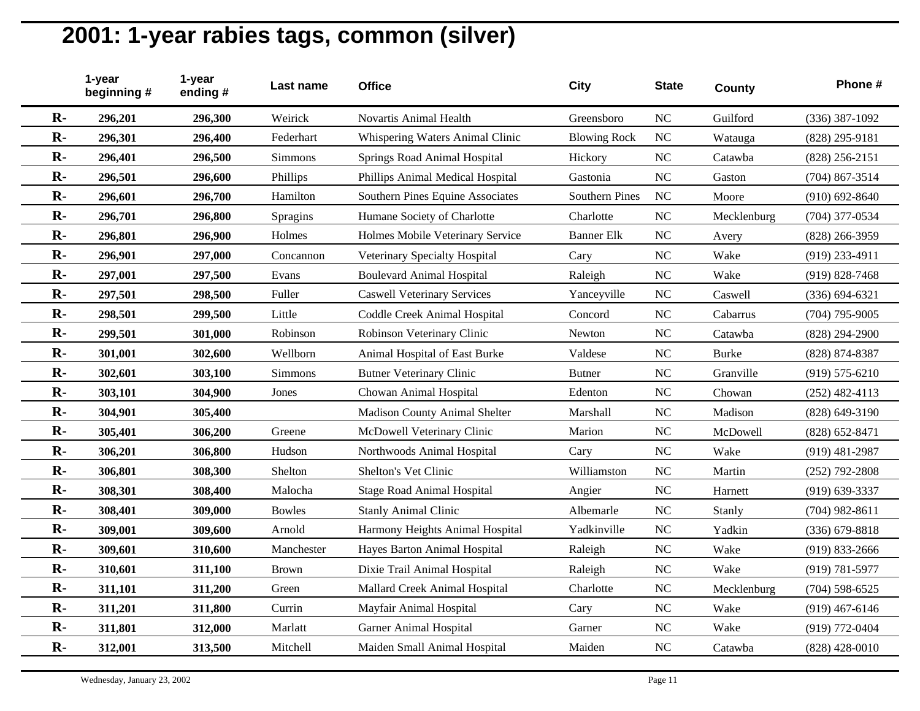# 2001: 1-year rabies tags, common (silver)

| | 1-year beginning # | 1-year ending # | Last name | Office | City | State | County | Phone # |
|---|---|---|---|---|---|---|---|---|
| R- | 296,201 | 296,300 | Weirick | Novartis Animal Health | Greensboro | NC | Guilford | (336) 387-1092 |
| R- | 296,301 | 296,400 | Federhart | Whispering Waters Animal Clinic | Blowing Rock | NC | Watauga | (828) 295-9181 |
| R- | 296,401 | 296,500 | Simmons | Springs Road Animal Hospital | Hickory | NC | Catawba | (828) 256-2151 |
| R- | 296,501 | 296,600 | Phillips | Phillips Animal Medical Hospital | Gastonia | NC | Gaston | (704) 867-3514 |
| R- | 296,601 | 296,700 | Hamilton | Southern Pines Equine Associates | Southern Pines | NC | Moore | (910) 692-8640 |
| R- | 296,701 | 296,800 | Spragins | Humane Society of Charlotte | Charlotte | NC | Mecklenburg | (704) 377-0534 |
| R- | 296,801 | 296,900 | Holmes | Holmes Mobile Veterinary Service | Banner Elk | NC | Avery | (828) 266-3959 |
| R- | 296,901 | 297,000 | Concannon | Veterinary Specialty Hospital | Cary | NC | Wake | (919) 233-4911 |
| R- | 297,001 | 297,500 | Evans | Boulevard Animal Hospital | Raleigh | NC | Wake | (919) 828-7468 |
| R- | 297,501 | 298,500 | Fuller | Caswell Veterinary Services | Yanceyville | NC | Caswell | (336) 694-6321 |
| R- | 298,501 | 299,500 | Little | Coddle Creek Animal Hospital | Concord | NC | Cabarrus | (704) 795-9005 |
| R- | 299,501 | 301,000 | Robinson | Robinson Veterinary Clinic | Newton | NC | Catawba | (828) 294-2900 |
| R- | 301,001 | 302,600 | Wellborn | Animal Hospital of East Burke | Valdese | NC | Burke | (828) 874-8387 |
| R- | 302,601 | 303,100 | Simmons | Butner Veterinary Clinic | Butner | NC | Granville | (919) 575-6210 |
| R- | 303,101 | 304,900 | Jones | Chowan Animal Hospital | Edenton | NC | Chowan | (252) 482-4113 |
| R- | 304,901 | 305,400 | | Madison County Animal Shelter | Marshall | NC | Madison | (828) 649-3190 |
| R- | 305,401 | 306,200 | Greene | McDowell Veterinary Clinic | Marion | NC | McDowell | (828) 652-8471 |
| R- | 306,201 | 306,800 | Hudson | Northwoods Animal Hospital | Cary | NC | Wake | (919) 481-2987 |
| R- | 306,801 | 308,300 | Shelton | Shelton's Vet Clinic | Williamston | NC | Martin | (252) 792-2808 |
| R- | 308,301 | 308,400 | Malocha | Stage Road Animal Hospital | Angier | NC | Harnett | (919) 639-3337 |
| R- | 308,401 | 309,000 | Bowles | Stanly Animal Clinic | Albemarle | NC | Stanly | (704) 982-8611 |
| R- | 309,001 | 309,600 | Arnold | Harmony Heights Animal Hospital | Yadkinville | NC | Yadkin | (336) 679-8818 |
| R- | 309,601 | 310,600 | Manchester | Hayes Barton Animal Hospital | Raleigh | NC | Wake | (919) 833-2666 |
| R- | 310,601 | 311,100 | Brown | Dixie Trail Animal Hospital | Raleigh | NC | Wake | (919) 781-5977 |
| R- | 311,101 | 311,200 | Green | Mallard Creek Animal Hospital | Charlotte | NC | Mecklenburg | (704) 598-6525 |
| R- | 311,201 | 311,800 | Currin | Mayfair Animal Hospital | Cary | NC | Wake | (919) 467-6146 |
| R- | 311,801 | 312,000 | Marlatt | Garner Animal Hospital | Garner | NC | Wake | (919) 772-0404 |
| R- | 312,001 | 313,500 | Mitchell | Maiden Small Animal Hospital | Maiden | NC | Catawba | (828) 428-0010 |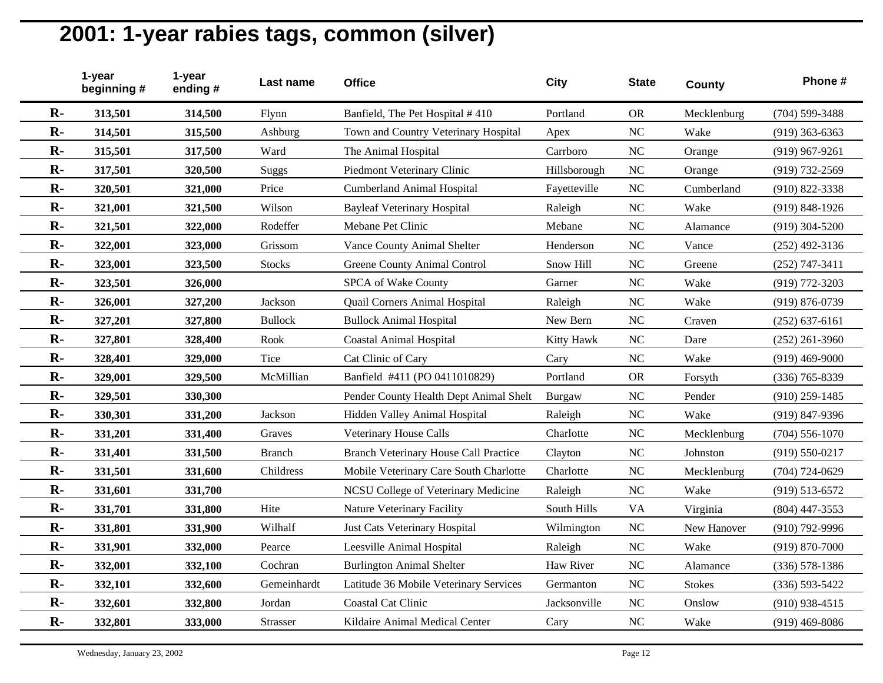# 2001: 1-year rabies tags, common (silver)

| | 1-year beginning # | 1-year ending # | Last name | Office | City | State | County | Phone # |
|---|---|---|---|---|---|---|---|---|
| R- | 313,501 | 314,500 | Flynn | Banfield, The Pet Hospital # 410 | Portland | OR | Mecklenburg | (704) 599-3488 |
| R- | 314,501 | 315,500 | Ashburg | Town and Country Veterinary Hospital | Apex | NC | Wake | (919) 363-6363 |
| R- | 315,501 | 317,500 | Ward | The Animal Hospital | Carrboro | NC | Orange | (919) 967-9261 |
| R- | 317,501 | 320,500 | Suggs | Piedmont Veterinary Clinic | Hillsborough | NC | Orange | (919) 732-2569 |
| R- | 320,501 | 321,000 | Price | Cumberland Animal Hospital | Fayetteville | NC | Cumberland | (910) 822-3338 |
| R- | 321,001 | 321,500 | Wilson | Bayleaf Veterinary Hospital | Raleigh | NC | Wake | (919) 848-1926 |
| R- | 321,501 | 322,000 | Rodeffer | Mebane Pet Clinic | Mebane | NC | Alamance | (919) 304-5200 |
| R- | 322,001 | 323,000 | Grissom | Vance County Animal Shelter | Henderson | NC | Vance | (252) 492-3136 |
| R- | 323,001 | 323,500 | Stocks | Greene County Animal Control | Snow Hill | NC | Greene | (252) 747-3411 |
| R- | 323,501 | 326,000 | | SPCA of Wake County | Garner | NC | Wake | (919) 772-3203 |
| R- | 326,001 | 327,200 | Jackson | Quail Corners Animal Hospital | Raleigh | NC | Wake | (919) 876-0739 |
| R- | 327,201 | 327,800 | Bullock | Bullock Animal Hospital | New Bern | NC | Craven | (252) 637-6161 |
| R- | 327,801 | 328,400 | Rook | Coastal Animal Hospital | Kitty Hawk | NC | Dare | (252) 261-3960 |
| R- | 328,401 | 329,000 | Tice | Cat Clinic of Cary | Cary | NC | Wake | (919) 469-9000 |
| R- | 329,001 | 329,500 | McMillian | Banfield #411 (PO 0411010829) | Portland | OR | Forsyth | (336) 765-8339 |
| R- | 329,501 | 330,300 | | Pender County Health Dept Animal Shelt | Burgaw | NC | Pender | (910) 259-1485 |
| R- | 330,301 | 331,200 | Jackson | Hidden Valley Animal Hospital | Raleigh | NC | Wake | (919) 847-9396 |
| R- | 331,201 | 331,400 | Graves | Veterinary House Calls | Charlotte | NC | Mecklenburg | (704) 556-1070 |
| R- | 331,401 | 331,500 | Branch | Branch Veterinary House Call Practice | Clayton | NC | Johnston | (919) 550-0217 |
| R- | 331,501 | 331,600 | Childress | Mobile Veterinary Care South Charlotte | Charlotte | NC | Mecklenburg | (704) 724-0629 |
| R- | 331,601 | 331,700 | | NCSU College of Veterinary Medicine | Raleigh | NC | Wake | (919) 513-6572 |
| R- | 331,701 | 331,800 | Hite | Nature Veterinary Facility | South Hills | VA | Virginia | (804) 447-3553 |
| R- | 331,801 | 331,900 | Wilhalf | Just Cats Veterinary Hospital | Wilmington | NC | New Hanover | (910) 792-9996 |
| R- | 331,901 | 332,000 | Pearce | Leesville Animal Hospital | Raleigh | NC | Wake | (919) 870-7000 |
| R- | 332,001 | 332,100 | Cochran | Burlington Animal Shelter | Haw River | NC | Alamance | (336) 578-1386 |
| R- | 332,101 | 332,600 | Gemeinhardt | Latitude 36 Mobile Veterinary Services | Germanton | NC | Stokes | (336) 593-5422 |
| R- | 332,601 | 332,800 | Jordan | Coastal Cat Clinic | Jacksonville | NC | Onslow | (910) 938-4515 |
| R- | 332,801 | 333,000 | Strasser | Kildaire Animal Medical Center | Cary | NC | Wake | (919) 469-8086 |

Wednesday, January 23, 2002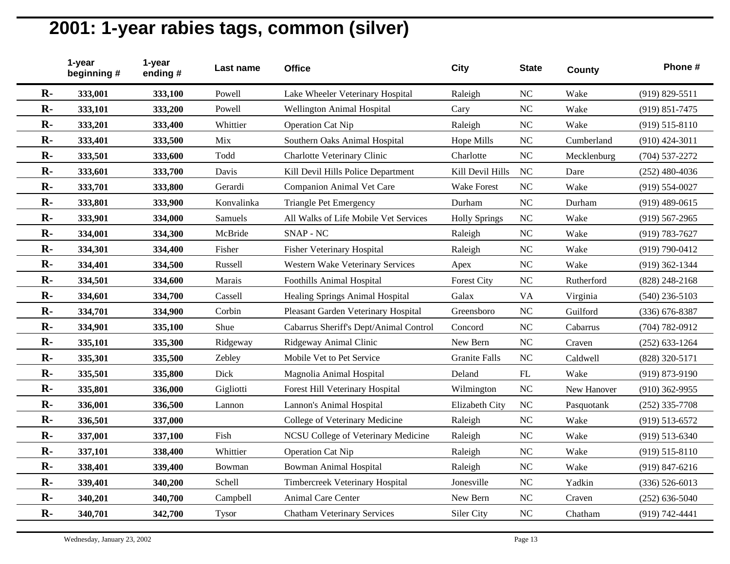# 2001: 1-year rabies tags, common (silver)

| | 1-year beginning # | 1-year ending # | Last name | Office | City | State | County | Phone # |
|---|---|---|---|---|---|---|---|---|
| R- | 333,001 | 333,100 | Powell | Lake Wheeler Veterinary Hospital | Raleigh | NC | Wake | (919) 829-5511 |
| R- | 333,101 | 333,200 | Powell | Wellington Animal Hospital | Cary | NC | Wake | (919) 851-7475 |
| R- | 333,201 | 333,400 | Whittier | Operation Cat Nip | Raleigh | NC | Wake | (919) 515-8110 |
| R- | 333,401 | 333,500 | Mix | Southern Oaks Animal Hospital | Hope Mills | NC | Cumberland | (910) 424-3011 |
| R- | 333,501 | 333,600 | Todd | Charlotte Veterinary Clinic | Charlotte | NC | Mecklenburg | (704) 537-2272 |
| R- | 333,601 | 333,700 | Davis | Kill Devil Hills Police Department | Kill Devil Hills | NC | Dare | (252) 480-4036 |
| R- | 333,701 | 333,800 | Gerardi | Companion Animal Vet Care | Wake Forest | NC | Wake | (919) 554-0027 |
| R- | 333,801 | 333,900 | Konvalinka | Triangle Pet Emergency | Durham | NC | Durham | (919) 489-0615 |
| R- | 333,901 | 334,000 | Samuels | All Walks of Life Mobile Vet Services | Holly Springs | NC | Wake | (919) 567-2965 |
| R- | 334,001 | 334,300 | McBride | SNAP - NC | Raleigh | NC | Wake | (919) 783-7627 |
| R- | 334,301 | 334,400 | Fisher | Fisher Veterinary Hospital | Raleigh | NC | Wake | (919) 790-0412 |
| R- | 334,401 | 334,500 | Russell | Western Wake Veterinary Services | Apex | NC | Wake | (919) 362-1344 |
| R- | 334,501 | 334,600 | Marais | Foothills Animal Hospital | Forest City | NC | Rutherford | (828) 248-2168 |
| R- | 334,601 | 334,700 | Cassell | Healing Springs Animal Hospital | Galax | VA | Virginia | (540) 236-5103 |
| R- | 334,701 | 334,900 | Corbin | Pleasant Garden Veterinary Hospital | Greensboro | NC | Guilford | (336) 676-8387 |
| R- | 334,901 | 335,100 | Shue | Cabarrus Sheriff's Dept/Animal Control | Concord | NC | Cabarrus | (704) 782-0912 |
| R- | 335,101 | 335,300 | Ridgeway | Ridgeway Animal Clinic | New Bern | NC | Craven | (252) 633-1264 |
| R- | 335,301 | 335,500 | Zebley | Mobile Vet to Pet Service | Granite Falls | NC | Caldwell | (828) 320-5171 |
| R- | 335,501 | 335,800 | Dick | Magnolia Animal Hospital | Deland | FL | Wake | (919) 873-9190 |
| R- | 335,801 | 336,000 | Gigliotti | Forest Hill Veterinary Hospital | Wilmington | NC | New Hanover | (910) 362-9955 |
| R- | 336,001 | 336,500 | Lannon | Lannon's Animal Hospital | Elizabeth City | NC | Pasquotank | (252) 335-7708 |
| R- | 336,501 | 337,000 | | College of Veterinary Medicine | Raleigh | NC | Wake | (919) 513-6572 |
| R- | 337,001 | 337,100 | Fish | NCSU College of Veterinary Medicine | Raleigh | NC | Wake | (919) 513-6340 |
| R- | 337,101 | 338,400 | Whittier | Operation Cat Nip | Raleigh | NC | Wake | (919) 515-8110 |
| R- | 338,401 | 339,400 | Bowman | Bowman Animal Hospital | Raleigh | NC | Wake | (919) 847-6216 |
| R- | 339,401 | 340,200 | Schell | Timbercreek Veterinary Hospital | Jonesville | NC | Yadkin | (336) 526-6013 |
| R- | 340,201 | 340,700 | Campbell | Animal Care Center | New Bern | NC | Craven | (252) 636-5040 |
| R- | 340,701 | 342,700 | Tysor | Chatham Veterinary Services | Siler City | NC | Chatham | (919) 742-4441 |

Wednesday, January 23, 2002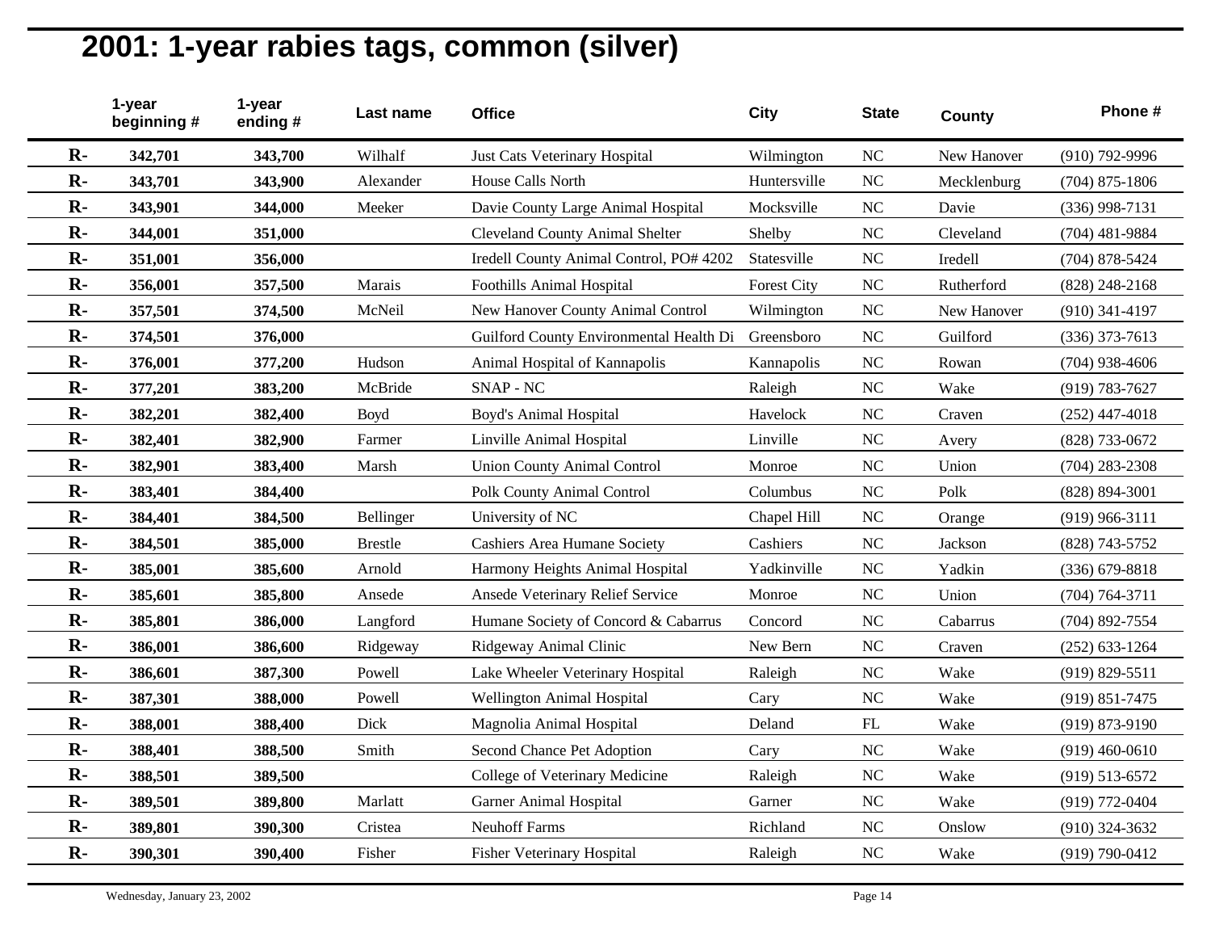# 2001: 1-year rabies tags, common (silver)

| | 1-year beginning # | 1-year ending # | Last name | Office | City | State | County | Phone # |
|---|---|---|---|---|---|---|---|---|
| R- | 342,701 | 343,700 | Wilhalf | Just Cats Veterinary Hospital | Wilmington | NC | New Hanover | (910) 792-9996 |
| R- | 343,701 | 343,900 | Alexander | House Calls North | Huntersville | NC | Mecklenburg | (704) 875-1806 |
| R- | 343,901 | 344,000 | Meeker | Davie County Large Animal Hospital | Mocksville | NC | Davie | (336) 998-7131 |
| R- | 344,001 | 351,000 | | Cleveland County Animal Shelter | Shelby | NC | Cleveland | (704) 481-9884 |
| R- | 351,001 | 356,000 | | Iredell County Animal Control, PO# 4202 | Statesville | NC | Iredell | (704) 878-5424 |
| R- | 356,001 | 357,500 | Marais | Foothills Animal Hospital | Forest City | NC | Rutherford | (828) 248-2168 |
| R- | 357,501 | 374,500 | McNeil | New Hanover County Animal Control | Wilmington | NC | New Hanover | (910) 341-4197 |
| R- | 374,501 | 376,000 | | Guilford County Environmental Health Di | Greensboro | NC | Guilford | (336) 373-7613 |
| R- | 376,001 | 377,200 | Hudson | Animal Hospital of Kannapolis | Kannapolis | NC | Rowan | (704) 938-4606 |
| R- | 377,201 | 383,200 | McBride | SNAP - NC | Raleigh | NC | Wake | (919) 783-7627 |
| R- | 382,201 | 382,400 | Boyd | Boyd's Animal Hospital | Havelock | NC | Craven | (252) 447-4018 |
| R- | 382,401 | 382,900 | Farmer | Linville Animal Hospital | Linville | NC | Avery | (828) 733-0672 |
| R- | 382,901 | 383,400 | Marsh | Union County Animal Control | Monroe | NC | Union | (704) 283-2308 |
| R- | 383,401 | 384,400 | | Polk County Animal Control | Columbus | NC | Polk | (828) 894-3001 |
| R- | 384,401 | 384,500 | Bellinger | University of NC | Chapel Hill | NC | Orange | (919) 966-3111 |
| R- | 384,501 | 385,000 | Brestle | Cashiers Area Humane Society | Cashiers | NC | Jackson | (828) 743-5752 |
| R- | 385,001 | 385,600 | Arnold | Harmony Heights Animal Hospital | Yadkinville | NC | Yadkin | (336) 679-8818 |
| R- | 385,601 | 385,800 | Ansede | Ansede Veterinary Relief Service | Monroe | NC | Union | (704) 764-3711 |
| R- | 385,801 | 386,000 | Langford | Humane Society of Concord & Cabarrus | Concord | NC | Cabarrus | (704) 892-7554 |
| R- | 386,001 | 386,600 | Ridgeway | Ridgeway Animal Clinic | New Bern | NC | Craven | (252) 633-1264 |
| R- | 386,601 | 387,300 | Powell | Lake Wheeler Veterinary Hospital | Raleigh | NC | Wake | (919) 829-5511 |
| R- | 387,301 | 388,000 | Powell | Wellington Animal Hospital | Cary | NC | Wake | (919) 851-7475 |
| R- | 388,001 | 388,400 | Dick | Magnolia Animal Hospital | Deland | FL | Wake | (919) 873-9190 |
| R- | 388,401 | 388,500 | Smith | Second Chance Pet Adoption | Cary | NC | Wake | (919) 460-0610 |
| R- | 388,501 | 389,500 | | College of Veterinary Medicine | Raleigh | NC | Wake | (919) 513-6572 |
| R- | 389,501 | 389,800 | Marlatt | Garner Animal Hospital | Garner | NC | Wake | (919) 772-0404 |
| R- | 389,801 | 390,300 | Cristea | Neuhoff Farms | Richland | NC | Onslow | (910) 324-3632 |
| R- | 390,301 | 390,400 | Fisher | Fisher Veterinary Hospital | Raleigh | NC | Wake | (919) 790-0412 |

Wednesday, January 23, 2002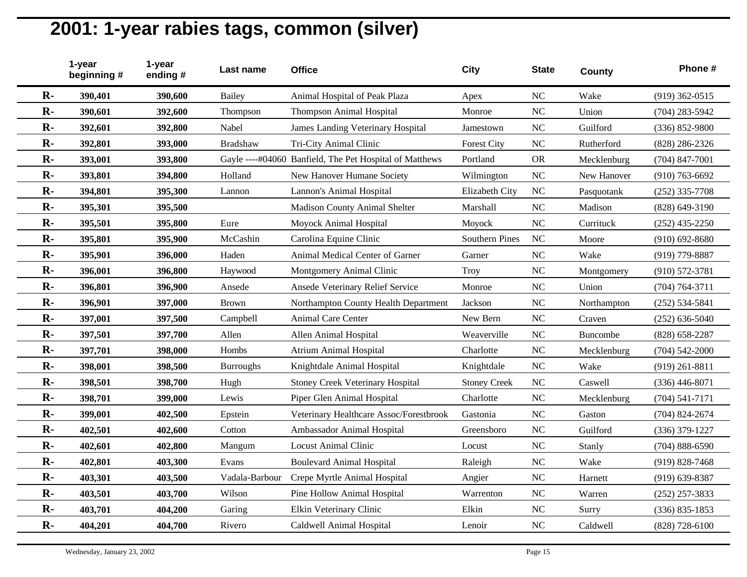# 2001: 1-year rabies tags, common (silver)

| | 1-year beginning # | 1-year ending # | Last name | Office | City | State | County | Phone # |
|---|---|---|---|---|---|---|---|---|
| R- | 390,401 | 390,600 | Bailey | Animal Hospital of Peak Plaza | Apex | NC | Wake | (919) 362-0515 |
| R- | 390,601 | 392,600 | Thompson | Thompson Animal Hospital | Monroe | NC | Union | (704) 283-5942 |
| R- | 392,601 | 392,800 | Nabel | James Landing Veterinary Hospital | Jamestown | NC | Guilford | (336) 852-9800 |
| R- | 392,801 | 393,000 | Bradshaw | Tri-City Animal Clinic | Forest City | NC | Rutherford | (828) 286-2326 |
| R- | 393,001 | 393,800 | Gayle ----#04060 | Banfield, The Pet Hospital of Matthews | Portland | OR | Mecklenburg | (704) 847-7001 |
| R- | 393,801 | 394,800 | Holland | New Hanover Humane Society | Wilmington | NC | New Hanover | (910) 763-6692 |
| R- | 394,801 | 395,300 | Lannon | Lannon's Animal Hospital | Elizabeth City | NC | Pasquotank | (252) 335-7708 |
| R- | 395,301 | 395,500 | | Madison County Animal Shelter | Marshall | NC | Madison | (828) 649-3190 |
| R- | 395,501 | 395,800 | Eure | Moyock Animal Hospital | Moyock | NC | Currituck | (252) 435-2250 |
| R- | 395,801 | 395,900 | McCashin | Carolina Equine Clinic | Southern Pines | NC | Moore | (910) 692-8680 |
| R- | 395,901 | 396,000 | Haden | Animal Medical Center of Garner | Garner | NC | Wake | (919) 779-8887 |
| R- | 396,001 | 396,800 | Haywood | Montgomery Animal Clinic | Troy | NC | Montgomery | (910) 572-3781 |
| R- | 396,801 | 396,900 | Ansede | Ansede Veterinary Relief Service | Monroe | NC | Union | (704) 764-3711 |
| R- | 396,901 | 397,000 | Brown | Northampton County Health Department | Jackson | NC | Northampton | (252) 534-5841 |
| R- | 397,001 | 397,500 | Campbell | Animal Care Center | New Bern | NC | Craven | (252) 636-5040 |
| R- | 397,501 | 397,700 | Allen | Allen Animal Hospital | Weaverville | NC | Buncombe | (828) 658-2287 |
| R- | 397,701 | 398,000 | Hombs | Atrium Animal Hospital | Charlotte | NC | Mecklenburg | (704) 542-2000 |
| R- | 398,001 | 398,500 | Burroughs | Knightdale Animal Hospital | Knightdale | NC | Wake | (919) 261-8811 |
| R- | 398,501 | 398,700 | Hugh | Stoney Creek Veterinary Hospital | Stoney Creek | NC | Caswell | (336) 446-8071 |
| R- | 398,701 | 399,000 | Lewis | Piper Glen Animal Hospital | Charlotte | NC | Mecklenburg | (704) 541-7171 |
| R- | 399,001 | 402,500 | Epstein | Veterinary Healthcare Assoc/Forestbrook | Gastonia | NC | Gaston | (704) 824-2674 |
| R- | 402,501 | 402,600 | Cotton | Ambassador Animal Hospital | Greensboro | NC | Guilford | (336) 379-1227 |
| R- | 402,601 | 402,800 | Mangum | Locust Animal Clinic | Locust | NC | Stanly | (704) 888-6590 |
| R- | 402,801 | 403,300 | Evans | Boulevard Animal Hospital | Raleigh | NC | Wake | (919) 828-7468 |
| R- | 403,301 | 403,500 | Vadala-Barbour | Crepe Myrtle Animal Hospital | Angier | NC | Harnett | (919) 639-8387 |
| R- | 403,501 | 403,700 | Wilson | Pine Hollow Animal Hospital | Warrenton | NC | Warren | (252) 257-3833 |
| R- | 403,701 | 404,200 | Garing | Elkin Veterinary Clinic | Elkin | NC | Surry | (336) 835-1853 |
| R- | 404,201 | 404,700 | Rivero | Caldwell Animal Hospital | Lenoir | NC | Caldwell | (828) 728-6100 |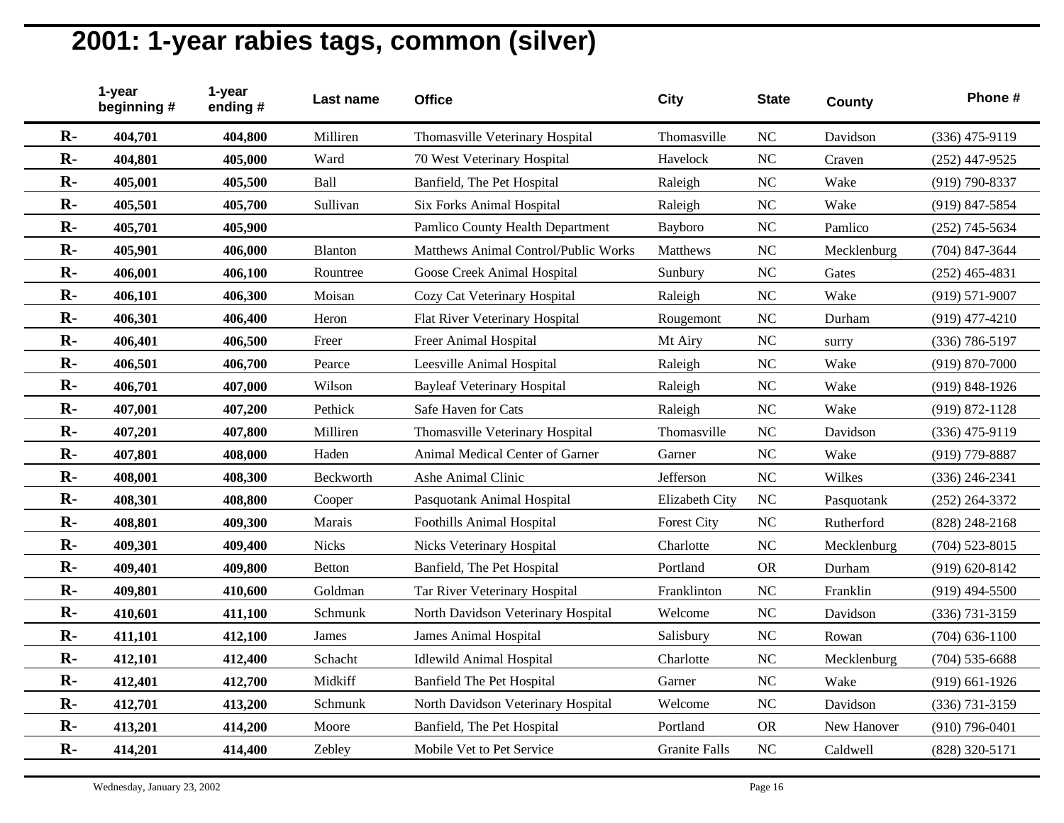# 2001: 1-year rabies tags, common (silver)

| | 1-year beginning # | 1-year ending # | Last name | Office | City | State | County | Phone # |
|---|---|---|---|---|---|---|---|---|
| **R-** | **404,701** | **404,800** | Milliren | Thomasville Veterinary Hospital | Thomasville | NC | Davidson | (336) 475-9119 |
| **R-** | **404,801** | **405,000** | Ward | 70 West Veterinary Hospital | Havelock | NC | Craven | (252) 447-9525 |
| **R-** | **405,001** | **405,500** | Ball | Banfield, The Pet Hospital | Raleigh | NC | Wake | (919) 790-8337 |
| **R-** | **405,501** | **405,700** | Sullivan | Six Forks Animal Hospital | Raleigh | NC | Wake | (919) 847-5854 |
| **R-** | **405,701** | **405,900** | | Pamlico County Health Department | Bayboro | NC | Pamlico | (252) 745-5634 |
| **R-** | **405,901** | **406,000** | Blanton | Matthews Animal Control/Public Works | Matthews | NC | Mecklenburg | (704) 847-3644 |
| **R-** | **406,001** | **406,100** | Rountree | Goose Creek Animal Hospital | Sunbury | NC | Gates | (252) 465-4831 |
| **R-** | **406,101** | **406,300** | Moisan | Cozy Cat Veterinary Hospital | Raleigh | NC | Wake | (919) 571-9007 |
| **R-** | **406,301** | **406,400** | Heron | Flat River Veterinary Hospital | Rougemont | NC | Durham | (919) 477-4210 |
| **R-** | **406,401** | **406,500** | Freer | Freer Animal Hospital | Mt Airy | NC | surry | (336) 786-5197 |
| **R-** | **406,501** | **406,700** | Pearce | Leesville Animal Hospital | Raleigh | NC | Wake | (919) 870-7000 |
| **R-** | **406,701** | **407,000** | Wilson | Bayleaf Veterinary Hospital | Raleigh | NC | Wake | (919) 848-1926 |
| **R-** | **407,001** | **407,200** | Pethick | Safe Haven for Cats | Raleigh | NC | Wake | (919) 872-1128 |
| **R-** | **407,201** | **407,800** | Milliren | Thomasville Veterinary Hospital | Thomasville | NC | Davidson | (336) 475-9119 |
| **R-** | **407,801** | **408,000** | Haden | Animal Medical Center of Garner | Garner | NC | Wake | (919) 779-8887 |
| **R-** | **408,001** | **408,300** | Beckworth | Ashe Animal Clinic | Jefferson | NC | Wilkes | (336) 246-2341 |
| **R-** | **408,301** | **408,800** | Cooper | Pasquotank Animal Hospital | Elizabeth City | NC | Pasquotank | (252) 264-3372 |
| **R-** | **408,801** | **409,300** | Marais | Foothills Animal Hospital | Forest City | NC | Rutherford | (828) 248-2168 |
| **R-** | **409,301** | **409,400** | Nicks | Nicks Veterinary Hospital | Charlotte | NC | Mecklenburg | (704) 523-8015 |
| **R-** | **409,401** | **409,800** | Betton | Banfield, The Pet Hospital | Portland | OR | Durham | (919) 620-8142 |
| **R-** | **409,801** | **410,600** | Goldman | Tar River Veterinary Hospital | Franklinton | NC | Franklin | (919) 494-5500 |
| **R-** | **410,601** | **411,100** | Schmunk | North Davidson Veterinary Hospital | Welcome | NC | Davidson | (336) 731-3159 |
| **R-** | **411,101** | **412,100** | James | James Animal Hospital | Salisbury | NC | Rowan | (704) 636-1100 |
| **R-** | **412,101** | **412,400** | Schacht | Idlewild Animal Hospital | Charlotte | NC | Mecklenburg | (704) 535-6688 |
| **R-** | **412,401** | **412,700** | Midkiff | Banfield The Pet Hospital | Garner | NC | Wake | (919) 661-1926 |
| **R-** | **412,701** | **413,200** | Schmunk | North Davidson Veterinary Hospital | Welcome | NC | Davidson | (336) 731-3159 |
| **R-** | **413,201** | **414,200** | Moore | Banfield, The Pet Hospital | Portland | OR | New Hanover | (910) 796-0401 |
| **R-** | **414,201** | **414,400** | Zebley | Mobile Vet to Pet Service | Granite Falls | NC | Caldwell | (828) 320-5171 |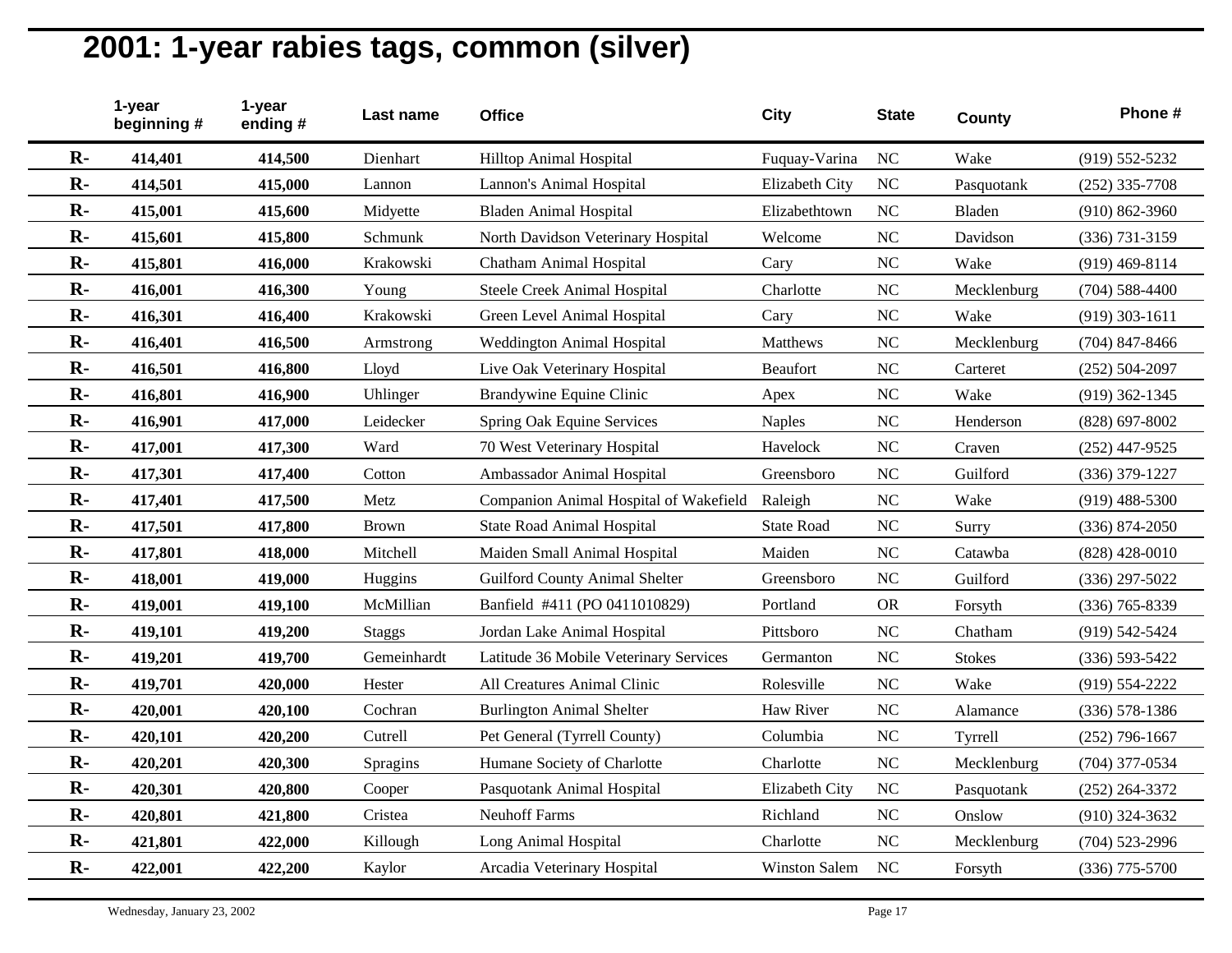# 2001: 1-year rabies tags, common (silver)

| | 1-year beginning # | 1-year ending # | Last name | Office | City | State | County | Phone # |
|---|---|---|---|---|---|---|---|---|
| R- | 414,401 | 414,500 | Dienhart | Hilltop Animal Hospital | Fuquay-Varina | NC | Wake | (919) 552-5232 |
| R- | 414,501 | 415,000 | Lannon | Lannon's Animal Hospital | Elizabeth City | NC | Pasquotank | (252) 335-7708 |
| R- | 415,001 | 415,600 | Midyette | Bladen Animal Hospital | Elizabethtown | NC | Bladen | (910) 862-3960 |
| R- | 415,601 | 415,800 | Schmunk | North Davidson Veterinary Hospital | Welcome | NC | Davidson | (336) 731-3159 |
| R- | 415,801 | 416,000 | Krakowski | Chatham Animal Hospital | Cary | NC | Wake | (919) 469-8114 |
| R- | 416,001 | 416,300 | Young | Steele Creek Animal Hospital | Charlotte | NC | Mecklenburg | (704) 588-4400 |
| R- | 416,301 | 416,400 | Krakowski | Green Level Animal Hospital | Cary | NC | Wake | (919) 303-1611 |
| R- | 416,401 | 416,500 | Armstrong | Weddington Animal Hospital | Matthews | NC | Mecklenburg | (704) 847-8466 |
| R- | 416,501 | 416,800 | Lloyd | Live Oak Veterinary Hospital | Beaufort | NC | Carteret | (252) 504-2097 |
| R- | 416,801 | 416,900 | Uhlinger | Brandywine Equine Clinic | Apex | NC | Wake | (919) 362-1345 |
| R- | 416,901 | 417,000 | Leidecker | Spring Oak Equine Services | Naples | NC | Henderson | (828) 697-8002 |
| R- | 417,001 | 417,300 | Ward | 70 West Veterinary Hospital | Havelock | NC | Craven | (252) 447-9525 |
| R- | 417,301 | 417,400 | Cotton | Ambassador Animal Hospital | Greensboro | NC | Guilford | (336) 379-1227 |
| R- | 417,401 | 417,500 | Metz | Companion Animal Hospital of Wakefield | Raleigh | NC | Wake | (919) 488-5300 |
| R- | 417,501 | 417,800 | Brown | State Road Animal Hospital | State Road | NC | Surry | (336) 874-2050 |
| R- | 417,801 | 418,000 | Mitchell | Maiden Small Animal Hospital | Maiden | NC | Catawba | (828) 428-0010 |
| R- | 418,001 | 419,000 | Huggins | Guilford County Animal Shelter | Greensboro | NC | Guilford | (336) 297-5022 |
| R- | 419,001 | 419,100 | McMillian | Banfield #411 (PO 0411010829) | Portland | OR | Forsyth | (336) 765-8339 |
| R- | 419,101 | 419,200 | Staggs | Jordan Lake Animal Hospital | Pittsboro | NC | Chatham | (919) 542-5424 |
| R- | 419,201 | 419,700 | Gemeinhardt | Latitude 36 Mobile Veterinary Services | Germanton | NC | Stokes | (336) 593-5422 |
| R- | 419,701 | 420,000 | Hester | All Creatures Animal Clinic | Rolesville | NC | Wake | (919) 554-2222 |
| R- | 420,001 | 420,100 | Cochran | Burlington Animal Shelter | Haw River | NC | Alamance | (336) 578-1386 |
| R- | 420,101 | 420,200 | Cutrell | Pet General (Tyrrell County) | Columbia | NC | Tyrrell | (252) 796-1667 |
| R- | 420,201 | 420,300 | Spragins | Humane Society of Charlotte | Charlotte | NC | Mecklenburg | (704) 377-0534 |
| R- | 420,301 | 420,800 | Cooper | Pasquotank Animal Hospital | Elizabeth City | NC | Pasquotank | (252) 264-3372 |
| R- | 420,801 | 421,800 | Cristea | Neuhoff Farms | Richland | NC | Onslow | (910) 324-3632 |
| R- | 421,801 | 422,000 | Killough | Long Animal Hospital | Charlotte | NC | Mecklenburg | (704) 523-2996 |
| R- | 422,001 | 422,200 | Kaylor | Arcadia Veterinary Hospital | Winston Salem | NC | Forsyth | (336) 775-5700 |

Wednesday, January 23, 2002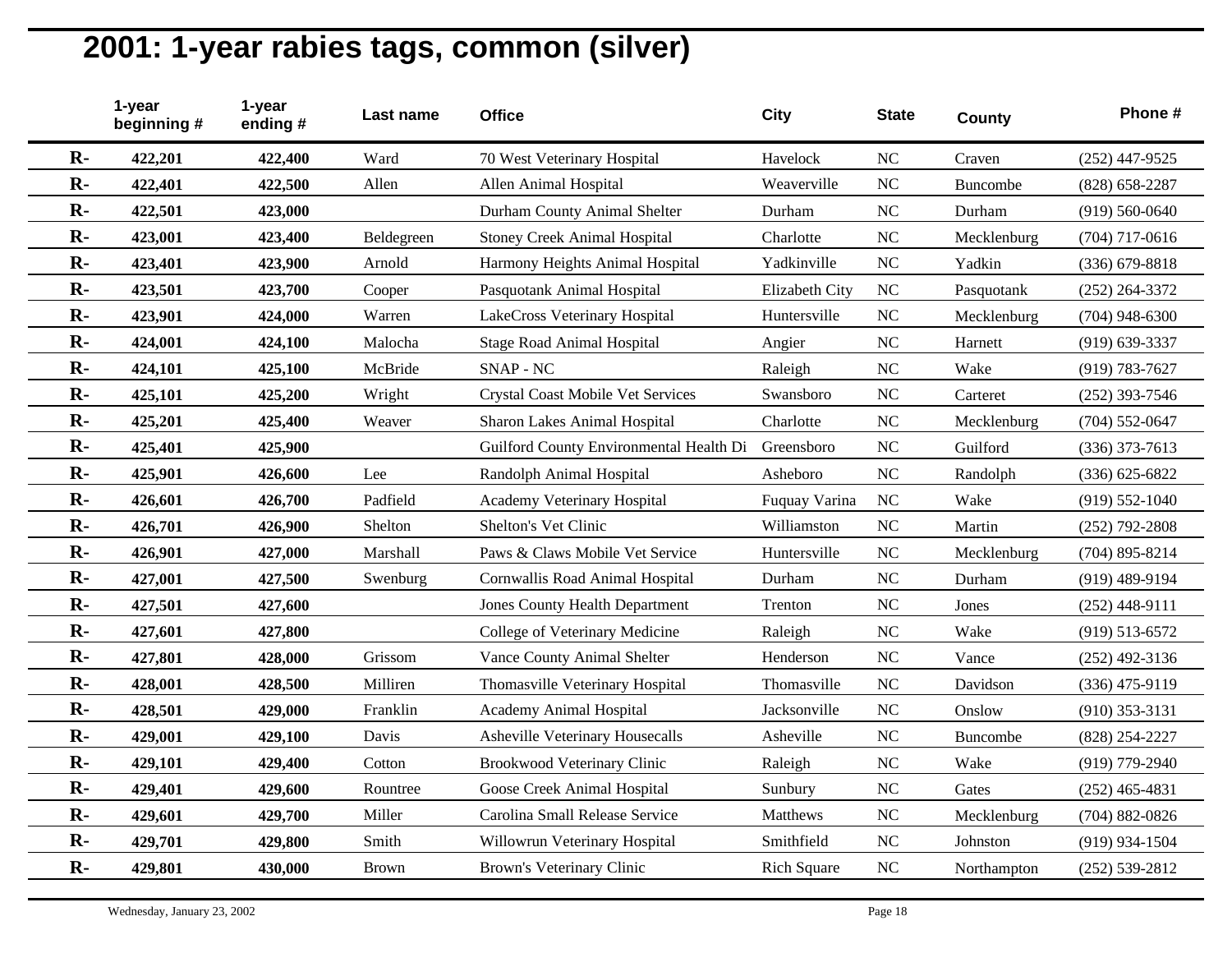# 2001: 1-year rabies tags, common (silver)

| | 1-year beginning # | 1-year ending # | Last name | Office | City | State | County | Phone # |
|---|---|---|---|---|---|---|---|---|
| R- | 422,201 | 422,400 | Ward | 70 West Veterinary Hospital | Havelock | NC | Craven | (252) 447-9525 |
| R- | 422,401 | 422,500 | Allen | Allen Animal Hospital | Weaverville | NC | Buncombe | (828) 658-2287 |
| R- | 422,501 | 423,000 | | Durham County Animal Shelter | Durham | NC | Durham | (919) 560-0640 |
| R- | 423,001 | 423,400 | Beldegreen | Stoney Creek Animal Hospital | Charlotte | NC | Mecklenburg | (704) 717-0616 |
| R- | 423,401 | 423,900 | Arnold | Harmony Heights Animal Hospital | Yadkinville | NC | Yadkin | (336) 679-8818 |
| R- | 423,501 | 423,700 | Cooper | Pasquotank Animal Hospital | Elizabeth City | NC | Pasquotank | (252) 264-3372 |
| R- | 423,901 | 424,000 | Warren | LakeCross Veterinary Hospital | Huntersville | NC | Mecklenburg | (704) 948-6300 |
| R- | 424,001 | 424,100 | Malocha | Stage Road Animal Hospital | Angier | NC | Harnett | (919) 639-3337 |
| R- | 424,101 | 425,100 | McBride | SNAP - NC | Raleigh | NC | Wake | (919) 783-7627 |
| R- | 425,101 | 425,200 | Wright | Crystal Coast Mobile Vet Services | Swansboro | NC | Carteret | (252) 393-7546 |
| R- | 425,201 | 425,400 | Weaver | Sharon Lakes Animal Hospital | Charlotte | NC | Mecklenburg | (704) 552-0647 |
| R- | 425,401 | 425,900 | | Guilford County Environmental Health Di | Greensboro | NC | Guilford | (336) 373-7613 |
| R- | 425,901 | 426,600 | Lee | Randolph Animal Hospital | Asheboro | NC | Randolph | (336) 625-6822 |
| R- | 426,601 | 426,700 | Padfield | Academy Veterinary Hospital | Fuquay Varina | NC | Wake | (919) 552-1040 |
| R- | 426,701 | 426,900 | Shelton | Shelton's Vet Clinic | Williamston | NC | Martin | (252) 792-2808 |
| R- | 426,901 | 427,000 | Marshall | Paws & Claws Mobile Vet Service | Huntersville | NC | Mecklenburg | (704) 895-8214 |
| R- | 427,001 | 427,500 | Swenburg | Cornwallis Road Animal Hospital | Durham | NC | Durham | (919) 489-9194 |
| R- | 427,501 | 427,600 | | Jones County Health Department | Trenton | NC | Jones | (252) 448-9111 |
| R- | 427,601 | 427,800 | | College of Veterinary Medicine | Raleigh | NC | Wake | (919) 513-6572 |
| R- | 427,801 | 428,000 | Grissom | Vance County Animal Shelter | Henderson | NC | Vance | (252) 492-3136 |
| R- | 428,001 | 428,500 | Milliren | Thomasville Veterinary Hospital | Thomasville | NC | Davidson | (336) 475-9119 |
| R- | 428,501 | 429,000 | Franklin | Academy Animal Hospital | Jacksonville | NC | Onslow | (910) 353-3131 |
| R- | 429,001 | 429,100 | Davis | Asheville Veterinary Housecalls | Asheville | NC | Buncombe | (828) 254-2227 |
| R- | 429,101 | 429,400 | Cotton | Brookwood Veterinary Clinic | Raleigh | NC | Wake | (919) 779-2940 |
| R- | 429,401 | 429,600 | Rountree | Goose Creek Animal Hospital | Sunbury | NC | Gates | (252) 465-4831 |
| R- | 429,601 | 429,700 | Miller | Carolina Small Release Service | Matthews | NC | Mecklenburg | (704) 882-0826 |
| R- | 429,701 | 429,800 | Smith | Willowrun Veterinary Hospital | Smithfield | NC | Johnston | (919) 934-1504 |
| R- | 429,801 | 430,000 | Brown | Brown's Veterinary Clinic | Rich Square | NC | Northampton | (252) 539-2812 |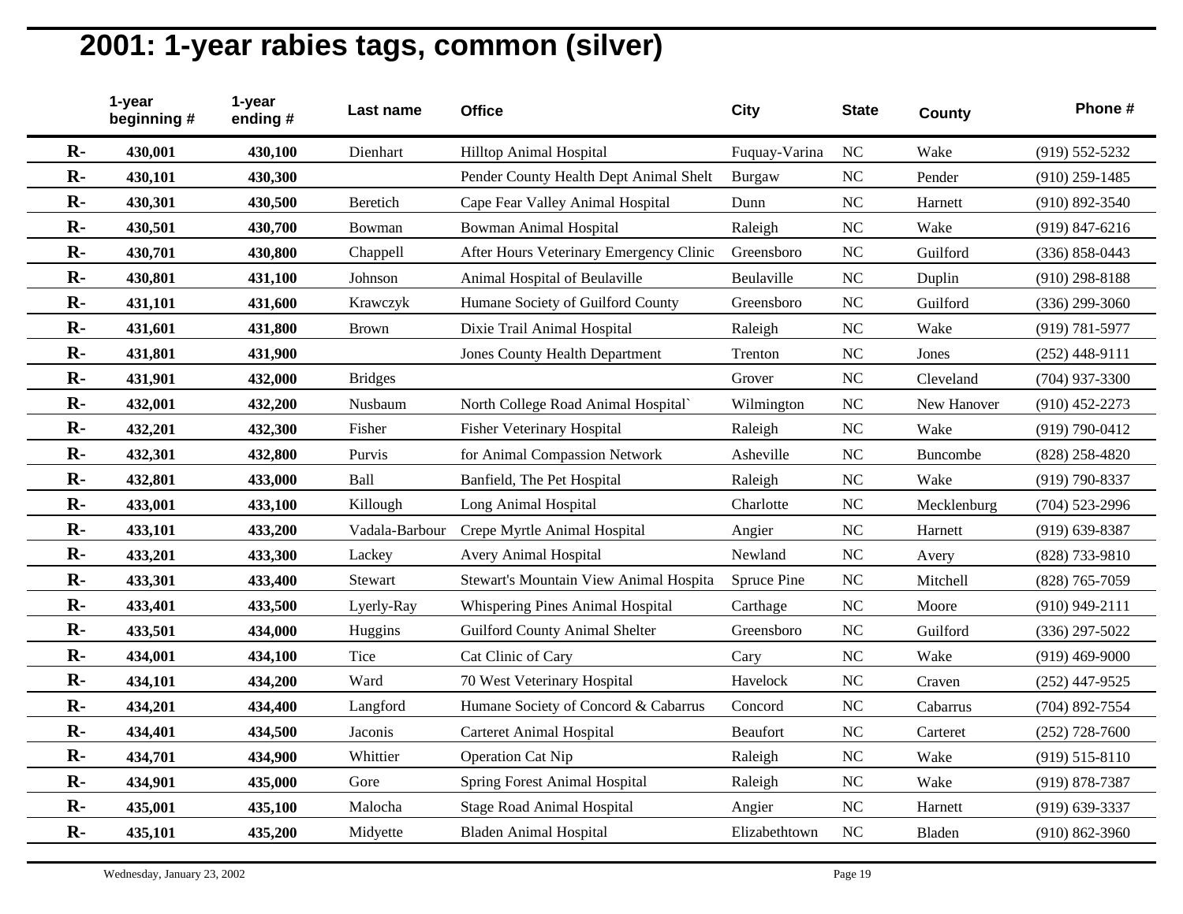# 2001: 1-year rabies tags, common (silver)

| | 1-year beginning # | 1-year ending # | Last name | Office | City | State | County | Phone # |
|---|---|---|---|---|---|---|---|---|
| **R-** | **430,001** | **430,100** | Dienhart | Hilltop Animal Hospital | Fuquay-Varina | NC | Wake | (919) 552-5232 |
| **R-** | **430,101** | **430,300** | | Pender County Health Dept Animal Shelt | Burgaw | NC | Pender | (910) 259-1485 |
| **R-** | **430,301** | **430,500** | Beretich | Cape Fear Valley Animal Hospital | Dunn | NC | Harnett | (910) 892-3540 |
| **R-** | **430,501** | **430,700** | Bowman | Bowman Animal Hospital | Raleigh | NC | Wake | (919) 847-6216 |
| **R-** | **430,701** | **430,800** | Chappell | After Hours Veterinary Emergency Clinic | Greensboro | NC | Guilford | (336) 858-0443 |
| **R-** | **430,801** | **431,100** | Johnson | Animal Hospital of Beulaville | Beulaville | NC | Duplin | (910) 298-8188 |
| **R-** | **431,101** | **431,600** | Krawczyk | Humane Society of Guilford County | Greensboro | NC | Guilford | (336) 299-3060 |
| **R-** | **431,601** | **431,800** | Brown | Dixie Trail Animal Hospital | Raleigh | NC | Wake | (919) 781-5977 |
| **R-** | **431,801** | **431,900** | | Jones County Health Department | Trenton | NC | Jones | (252) 448-9111 |
| **R-** | **431,901** | **432,000** | Bridges | | Grover | NC | Cleveland | (704) 937-3300 |
| **R-** | **432,001** | **432,200** | Nusbaum | North College Road Animal Hospital` | Wilmington | NC | New Hanover | (910) 452-2273 |
| **R-** | **432,201** | **432,300** | Fisher | Fisher Veterinary Hospital | Raleigh | NC | Wake | (919) 790-0412 |
| **R-** | **432,301** | **432,800** | Purvis | for Animal Compassion Network | Asheville | NC | Buncombe | (828) 258-4820 |
| **R-** | **432,801** | **433,000** | Ball | Banfield, The Pet Hospital | Raleigh | NC | Wake | (919) 790-8337 |
| **R-** | **433,001** | **433,100** | Killough | Long Animal Hospital | Charlotte | NC | Mecklenburg | (704) 523-2996 |
| **R-** | **433,101** | **433,200** | Vadala-Barbour | Crepe Myrtle Animal Hospital | Angier | NC | Harnett | (919) 639-8387 |
| **R-** | **433,201** | **433,300** | Lackey | Avery Animal Hospital | Newland | NC | Avery | (828) 733-9810 |
| **R-** | **433,301** | **433,400** | Stewart | Stewart's Mountain View Animal Hospita | Spruce Pine | NC | Mitchell | (828) 765-7059 |
| **R-** | **433,401** | **433,500** | Lyerly-Ray | Whispering Pines Animal Hospital | Carthage | NC | Moore | (910) 949-2111 |
| **R-** | **433,501** | **434,000** | Huggins | Guilford County Animal Shelter | Greensboro | NC | Guilford | (336) 297-5022 |
| **R-** | **434,001** | **434,100** | Tice | Cat Clinic of Cary | Cary | NC | Wake | (919) 469-9000 |
| **R-** | **434,101** | **434,200** | Ward | 70 West Veterinary Hospital | Havelock | NC | Craven | (252) 447-9525 |
| **R-** | **434,201** | **434,400** | Langford | Humane Society of Concord & Cabarrus | Concord | NC | Cabarrus | (704) 892-7554 |
| **R-** | **434,401** | **434,500** | Jaconis | Carteret Animal Hospital | Beaufort | NC | Carteret | (252) 728-7600 |
| **R-** | **434,701** | **434,900** | Whittier | Operation Cat Nip | Raleigh | NC | Wake | (919) 515-8110 |
| **R-** | **434,901** | **435,000** | Gore | Spring Forest Animal Hospital | Raleigh | NC | Wake | (919) 878-7387 |
| **R-** | **435,001** | **435,100** | Malocha | Stage Road Animal Hospital | Angier | NC | Harnett | (919) 639-3337 |
| **R-** | **435,101** | **435,200** | Midyette | Bladen Animal Hospital | Elizabethtown | NC | Bladen | (910) 862-3960 |

Wednesday, January 23, 2002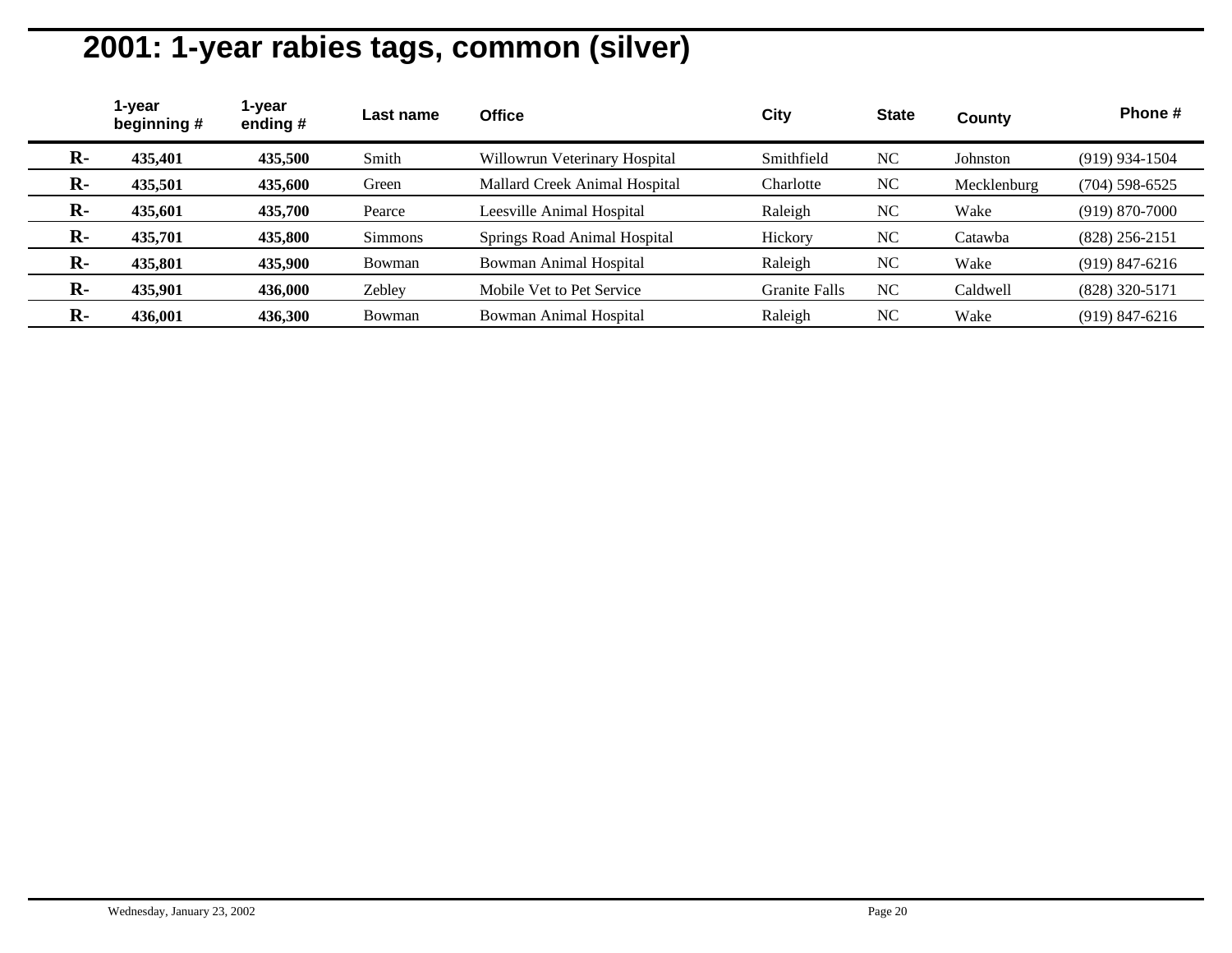# 2001: 1-year rabies tags, common (silver)

| | 1-year beginning # | 1-year ending # | Last name | Office | City | State | County | Phone # |
|---|---|---|---|---|---|---|---|---|
| **R-** | **435,401** | **435,500** | Smith | Willowrun Veterinary Hospital | Smithfield | NC | Johnston | (919) 934-1504 |
| **R-** | **435,501** | **435,600** | Green | Mallard Creek Animal Hospital | Charlotte | NC | Mecklenburg | (704) 598-6525 |
| **R-** | **435,601** | **435,700** | Pearce | Leesville Animal Hospital | Raleigh | NC | Wake | (919) 870-7000 |
| **R-** | **435,701** | **435,800** | Simmons | Springs Road Animal Hospital | Hickory | NC | Catawba | (828) 256-2151 |
| **R-** | **435,801** | **435,900** | Bowman | Bowman Animal Hospital | Raleigh | NC | Wake | (919) 847-6216 |
| **R-** | **435,901** | **436,000** | Zebley | Mobile Vet to Pet Service | Granite Falls | NC | Caldwell | (828) 320-5171 |
| **R-** | **436,001** | **436,300** | Bowman | Bowman Animal Hospital | Raleigh | NC | Wake | (919) 847-6216 |